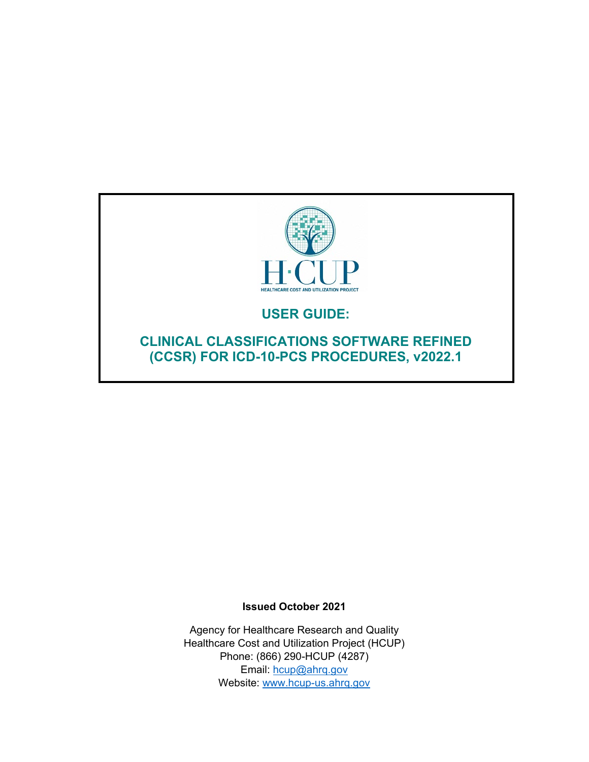H·CUP

HEALTHCARE COST AND UTILIZATION PROJECT

# USER GUIDE:

# CLINICAL CLASSIFICATIONS SOFTWARE REFINED (CCSR) FOR ICD-10-PCS PROCEDURES, v2022.1

**Issued October 2021**

Agency for Healthcare Research and Quality
Healthcare Cost and Utilization Project (HCUP)
Phone: (866) 290-HCUP (4287)
Email: hcup@ahrq.gov
Website: www.hcup-us.ahrq.gov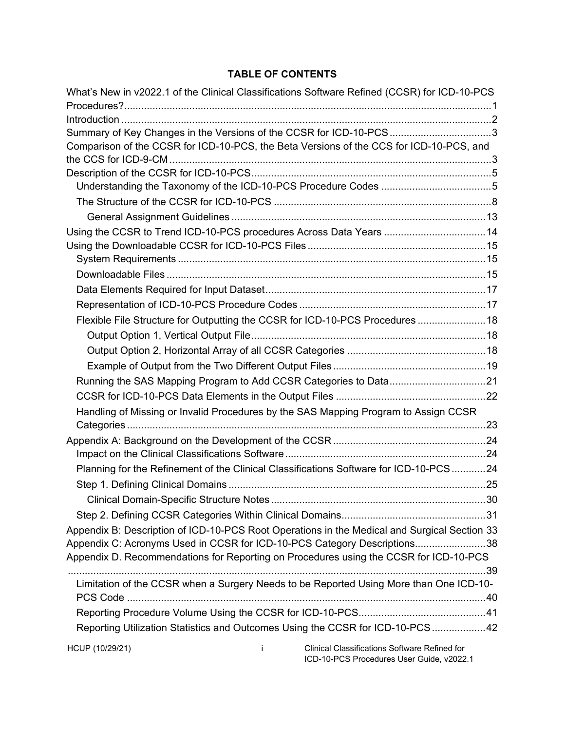# TABLE OF CONTENTS

What's New in v2022.1 of the Clinical Classifications Software Refined (CCSR) for ICD-10-PCS Procedures? ..... 1
Introduction ..... 2
Summary of Key Changes in the Versions of the CCSR for ICD-10-PCS ..... 3
Comparison of the CCSR for ICD-10-PCS, the Beta Versions of the CCS for ICD-10-PCS, and the CCS for ICD-9-CM ..... 3
Description of the CCSR for ICD-10-PCS ..... 5
- Understanding the Taxonomy of the ICD-10-PCS Procedure Codes ..... 5
- The Structure of the CCSR for ICD-10-PCS ..... 8
  - General Assignment Guidelines ..... 13

Using the CCSR to Trend ICD-10-PCS procedures Across Data Years ..... 14
Using the Downloadable CCSR for ICD-10-PCS Files ..... 15
- System Requirements ..... 15
- Downloadable Files ..... 15
- Data Elements Required for Input Dataset ..... 17
- Representation of ICD-10-PCS Procedure Codes ..... 17
- Flexible File Structure for Outputting the CCSR for ICD-10-PCS Procedures ..... 18
  - Output Option 1, Vertical Output File ..... 18
  - Output Option 2, Horizontal Array of all CCSR Categories ..... 18
  - Example of Output from the Two Different Output Files ..... 19
- Running the SAS Mapping Program to Add CCSR Categories to Data ..... 21
- CCSR for ICD-10-PCS Data Elements in the Output Files ..... 22
- Handling of Missing or Invalid Procedures by the SAS Mapping Program to Assign CCSR Categories ..... 23

Appendix A: Background on the Development of the CCSR ..... 24
- Impact on the Clinical Classifications Software ..... 24
- Planning for the Refinement of the Clinical Classifications Software for ICD-10-PCS ..... 24
- Step 1. Defining Clinical Domains ..... 25
  - Clinical Domain-Specific Structure Notes ..... 30
- Step 2. Defining CCSR Categories Within Clinical Domains ..... 31

Appendix B: Description of ICD-10-PCS Root Operations in the Medical and Surgical Section ..... 33
Appendix C: Acronyms Used in CCSR for ICD-10-PCS Category Descriptions ..... 38
Appendix D. Recommendations for Reporting on Procedures using the CCSR for ICD-10-PCS ..... 39
- Limitation of the CCSR when a Surgery Needs to be Reported Using More than One ICD-10-PCS Code ..... 40
- Reporting Procedure Volume Using the CCSR for ICD-10-PCS ..... 41
- Reporting Utilization Statistics and Outcomes Using the CCSR for ICD-10-PCS ..... 42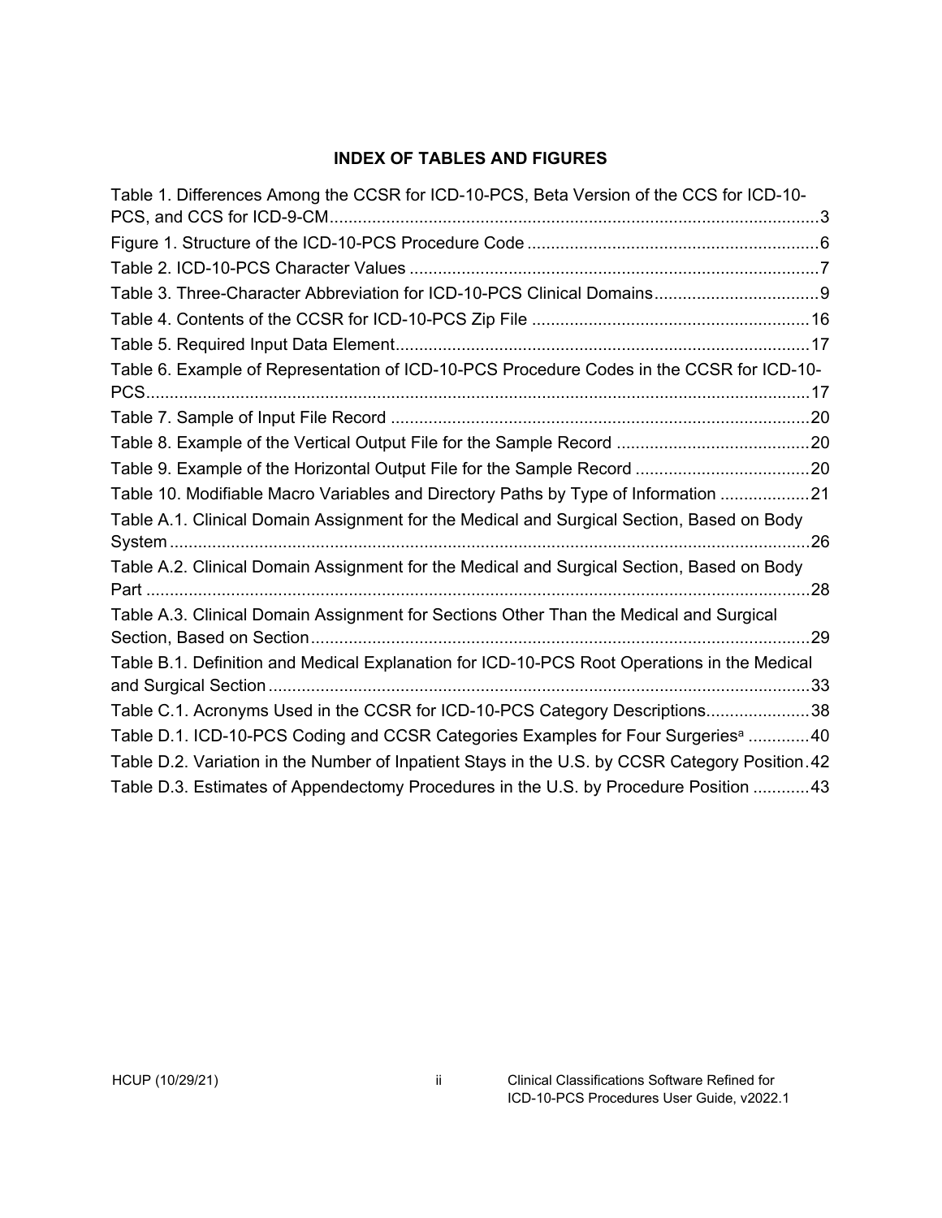## INDEX OF TABLES AND FIGURES

Table 1. Differences Among the CCSR for ICD-10-PCS, Beta Version of the CCS for ICD-10-PCS, and CCS for ICD-9-CM........................................................................................................3

Figure 1. Structure of the ICD-10-PCS Procedure Code ..............................................................6

Table 2. ICD-10-PCS Character Values ........................................................................................7

Table 3. Three-Character Abbreviation for ICD-10-PCS Clinical Domains...................................9

Table 4. Contents of the CCSR for ICD-10-PCS Zip File ............................................................16

Table 5. Required Input Data Element........................................................................................17

Table 6. Example of Representation of ICD-10-PCS Procedure Codes in the CCSR for ICD-10-PCS.............................................................................................................................................17

Table 7. Sample of Input File Record .........................................................................................20

Table 8. Example of the Vertical Output File for the Sample Record .........................................20

Table 9. Example of the Horizontal Output File for the Sample Record .....................................20

Table 10. Modifiable Macro Variables and Directory Paths by Type of Information ...................21

Table A.1. Clinical Domain Assignment for the Medical and Surgical Section, Based on Body System .........................................................................................................................................26

Table A.2. Clinical Domain Assignment for the Medical and Surgical Section, Based on Body Part .............................................................................................................................................28

Table A.3. Clinical Domain Assignment for Sections Other Than the Medical and Surgical Section, Based on Section..........................................................................................................29

Table B.1. Definition and Medical Explanation for ICD-10-PCS Root Operations in the Medical and Surgical Section ....................................................................................................................33

Table C.1. Acronyms Used in the CCSR for ICD-10-PCS Category Descriptions......................38

Table D.1. ICD-10-PCS Coding and CCSR Categories Examples for Four Surgeries[a] .............40

Table D.2. Variation in the Number of Inpatient Stays in the U.S. by CCSR Category Position.42

Table D.3. Estimates of Appendectomy Procedures in the U.S. by Procedure Position ............43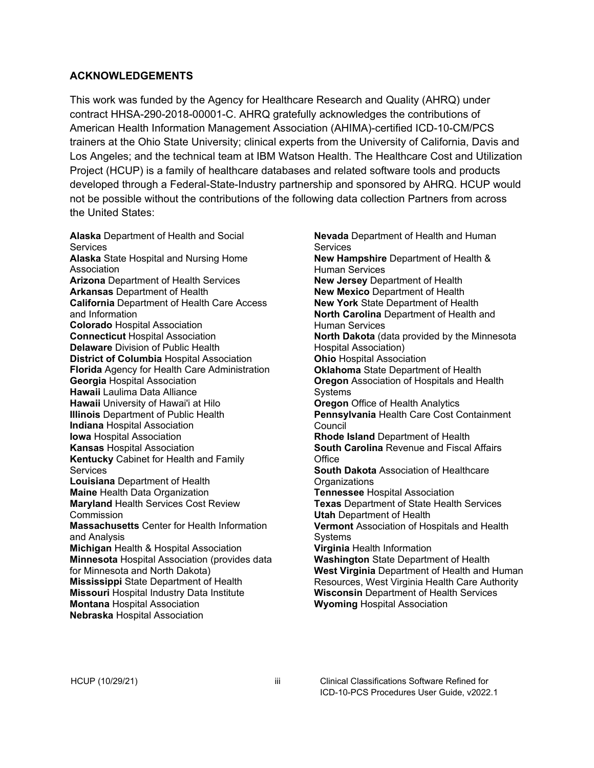## ACKNOWLEDGEMENTS

This work was funded by the Agency for Healthcare Research and Quality (AHRQ) under contract HHSA-290-2018-00001-C. AHRQ gratefully acknowledges the contributions of American Health Information Management Association (AHIMA)-certified ICD-10-CM/PCS trainers at the Ohio State University; clinical experts from the University of California, Davis and Los Angeles; and the technical team at IBM Watson Health. The Healthcare Cost and Utilization Project (HCUP) is a family of healthcare databases and related software tools and products developed through a Federal-State-Industry partnership and sponsored by AHRQ. HCUP would not be possible without the contributions of the following data collection Partners from across the United States:

**Alaska** Department of Health and Social Services
**Alaska** State Hospital and Nursing Home Association
**Arizona** Department of Health Services
**Arkansas** Department of Health
**California** Department of Health Care Access and Information
**Colorado** Hospital Association
**Connecticut** Hospital Association
**Delaware** Division of Public Health
**District of Columbia** Hospital Association
**Florida** Agency for Health Care Administration
**Georgia** Hospital Association
**Hawaii** Laulima Data Alliance
**Hawaii** University of Hawai'i at Hilo
**Illinois** Department of Public Health
**Indiana** Hospital Association
**Iowa** Hospital Association
**Kansas** Hospital Association
**Kentucky** Cabinet for Health and Family Services
**Louisiana** Department of Health
**Maine** Health Data Organization
**Maryland** Health Services Cost Review Commission
**Massachusetts** Center for Health Information and Analysis
**Michigan** Health & Hospital Association
**Minnesota** Hospital Association (provides data for Minnesota and North Dakota)
**Mississippi** State Department of Health
**Missouri** Hospital Industry Data Institute
**Montana** Hospital Association
**Nebraska** Hospital Association
**Nevada** Department of Health and Human Services
**New Hampshire** Department of Health & Human Services
**New Jersey** Department of Health
**New Mexico** Department of Health
**New York** State Department of Health
**North Carolina** Department of Health and Human Services
**North Dakota** (data provided by the Minnesota Hospital Association)
**Ohio** Hospital Association
**Oklahoma** State Department of Health
**Oregon** Association of Hospitals and Health Systems
**Oregon** Office of Health Analytics
**Pennsylvania** Health Care Cost Containment Council
**Rhode Island** Department of Health
**South Carolina** Revenue and Fiscal Affairs Office
**South Dakota** Association of Healthcare Organizations
**Tennessee** Hospital Association
**Texas** Department of State Health Services
**Utah** Department of Health
**Vermont** Association of Hospitals and Health Systems
**Virginia** Health Information
**Washington** State Department of Health
**West Virginia** Department of Health and Human Resources, West Virginia Health Care Authority
**Wisconsin** Department of Health Services
**Wyoming** Hospital Association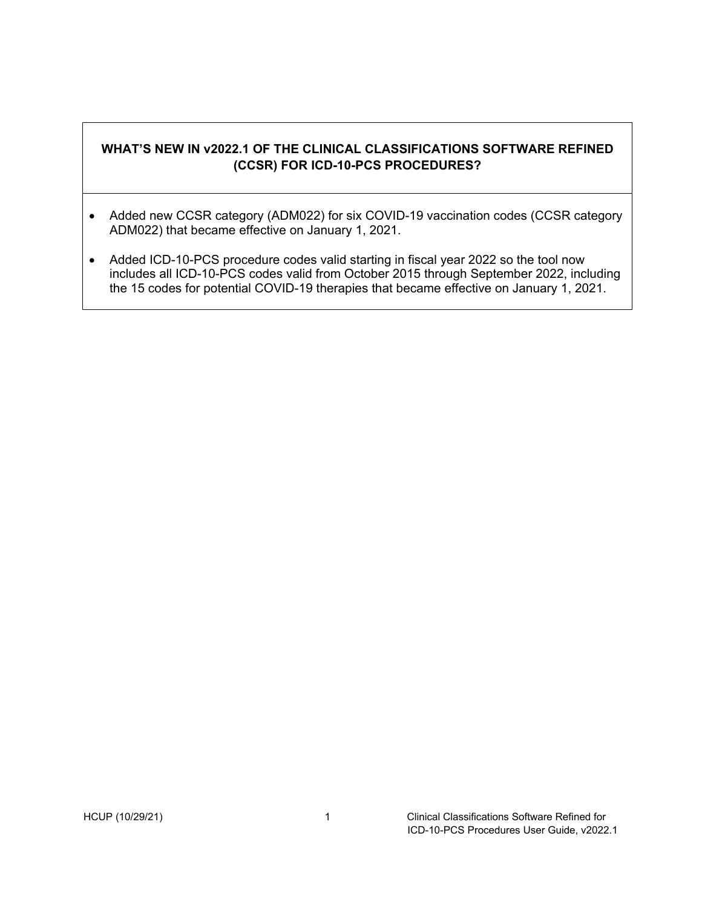## WHAT'S NEW IN v2022.1 OF THE CLINICAL CLASSIFICATIONS SOFTWARE REFINED (CCSR) FOR ICD-10-PCS PROCEDURES?

- Added new CCSR category (ADM022) for six COVID-19 vaccination codes (CCSR category ADM022) that became effective on January 1, 2021.
- Added ICD-10-PCS procedure codes valid starting in fiscal year 2022 so the tool now includes all ICD-10-PCS codes valid from October 2015 through September 2022, including the 15 codes for potential COVID-19 therapies that became effective on January 1, 2021.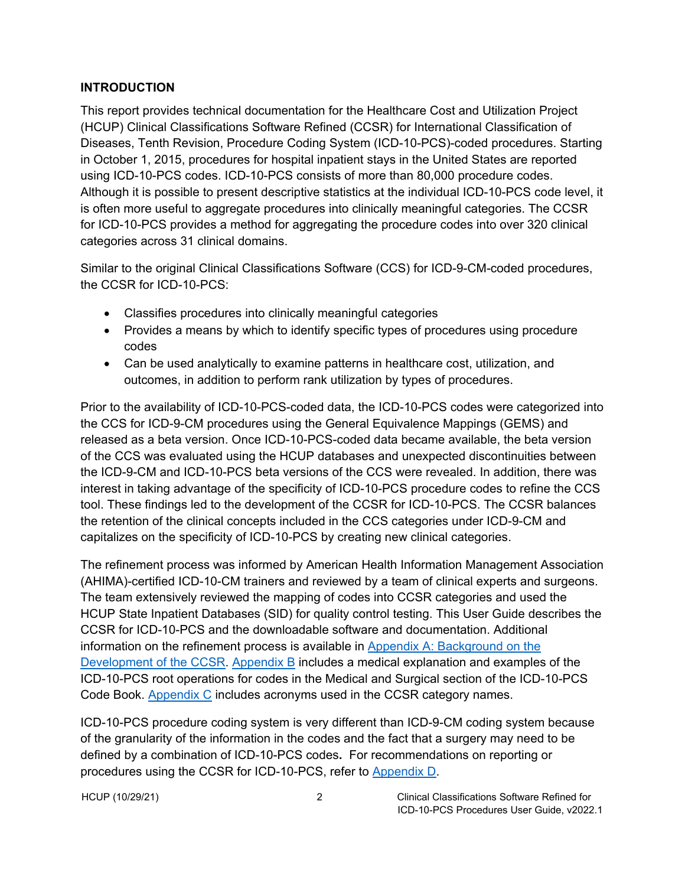## INTRODUCTION

This report provides technical documentation for the Healthcare Cost and Utilization Project (HCUP) Clinical Classifications Software Refined (CCSR) for International Classification of Diseases, Tenth Revision, Procedure Coding System (ICD-10-PCS)-coded procedures. Starting in October 1, 2015, procedures for hospital inpatient stays in the United States are reported using ICD-10-PCS codes. ICD-10-PCS consists of more than 80,000 procedure codes. Although it is possible to present descriptive statistics at the individual ICD-10-PCS code level, it is often more useful to aggregate procedures into clinically meaningful categories. The CCSR for ICD-10-PCS provides a method for aggregating the procedure codes into over 320 clinical categories across 31 clinical domains.

Similar to the original Clinical Classifications Software (CCS) for ICD-9-CM-coded procedures, the CCSR for ICD-10-PCS:

- Classifies procedures into clinically meaningful categories
- Provides a means by which to identify specific types of procedures using procedure codes
- Can be used analytically to examine patterns in healthcare cost, utilization, and outcomes, in addition to perform rank utilization by types of procedures.

Prior to the availability of ICD-10-PCS-coded data, the ICD-10-PCS codes were categorized into the CCS for ICD-9-CM procedures using the General Equivalence Mappings (GEMS) and released as a beta version. Once ICD-10-PCS-coded data became available, the beta version of the CCS was evaluated using the HCUP databases and unexpected discontinuities between the ICD-9-CM and ICD-10-PCS beta versions of the CCS were revealed. In addition, there was interest in taking advantage of the specificity of ICD-10-PCS procedure codes to refine the CCS tool. These findings led to the development of the CCSR for ICD-10-PCS. The CCSR balances the retention of the clinical concepts included in the CCS categories under ICD-9-CM and capitalizes on the specificity of ICD-10-PCS by creating new clinical categories.

The refinement process was informed by American Health Information Management Association (AHIMA)-certified ICD-10-CM trainers and reviewed by a team of clinical experts and surgeons. The team extensively reviewed the mapping of codes into CCSR categories and used the HCUP State Inpatient Databases (SID) for quality control testing. This User Guide describes the CCSR for ICD-10-PCS and the downloadable software and documentation. Additional information on the refinement process is available in Appendix A: Background on the Development of the CCSR. Appendix B includes a medical explanation and examples of the ICD-10-PCS root operations for codes in the Medical and Surgical section of the ICD-10-PCS Code Book. Appendix C includes acronyms used in the CCSR category names.

ICD-10-PCS procedure coding system is very different than ICD-9-CM coding system because of the granularity of the information in the codes and the fact that a surgery may need to be defined by a combination of ICD-10-PCS codes**.** For recommendations on reporting or procedures using the CCSR for ICD-10-PCS, refer to Appendix D.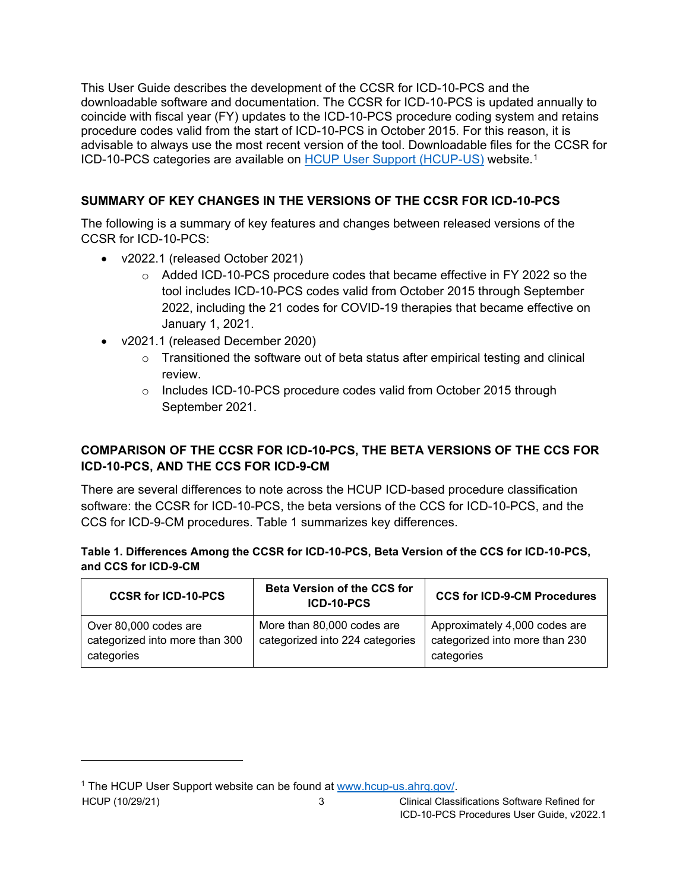This User Guide describes the development of the CCSR for ICD-10-PCS and the downloadable software and documentation. The CCSR for ICD-10-PCS is updated annually to coincide with fiscal year (FY) updates to the ICD-10-PCS procedure coding system and retains procedure codes valid from the start of ICD-10-PCS in October 2015. For this reason, it is advisable to always use the most recent version of the tool. Downloadable files for the CCSR for ICD-10-PCS categories are available on HCUP User Support (HCUP-US) website.[1]

## SUMMARY OF KEY CHANGES IN THE VERSIONS OF THE CCSR FOR ICD-10-PCS

The following is a summary of key features and changes between released versions of the CCSR for ICD-10-PCS:

- v2022.1 (released October 2021)
  - Added ICD-10-PCS procedure codes that became effective in FY 2022 so the tool includes ICD-10-PCS codes valid from October 2015 through September 2022, including the 21 codes for COVID-19 therapies that became effective on January 1, 2021.
- v2021.1 (released December 2020)
  - Transitioned the software out of beta status after empirical testing and clinical review.
  - Includes ICD-10-PCS procedure codes valid from October 2015 through September 2021.

## COMPARISON OF THE CCSR FOR ICD-10-PCS, THE BETA VERSIONS OF THE CCS FOR ICD-10-PCS, AND THE CCS FOR ICD-9-CM

There are several differences to note across the HCUP ICD-based procedure classification software: the CCSR for ICD-10-PCS, the beta versions of the CCS for ICD-10-PCS, and the CCS for ICD-9-CM procedures. Table 1 summarizes key differences.

**Table 1. Differences Among the CCSR for ICD-10-PCS, Beta Version of the CCS for ICD-10-PCS, and CCS for ICD-9-CM**

| CCSR for ICD-10-PCS | Beta Version of the CCS for ICD-10-PCS | CCS for ICD-9-CM Procedures |
|---|---|---|
| Over 80,000 codes are categorized into more than 300 categories | More than 80,000 codes are categorized into 224 categories | Approximately 4,000 codes are categorized into more than 230 categories |

[1] The HCUP User Support website can be found at www.hcup-us.ahrq.gov/.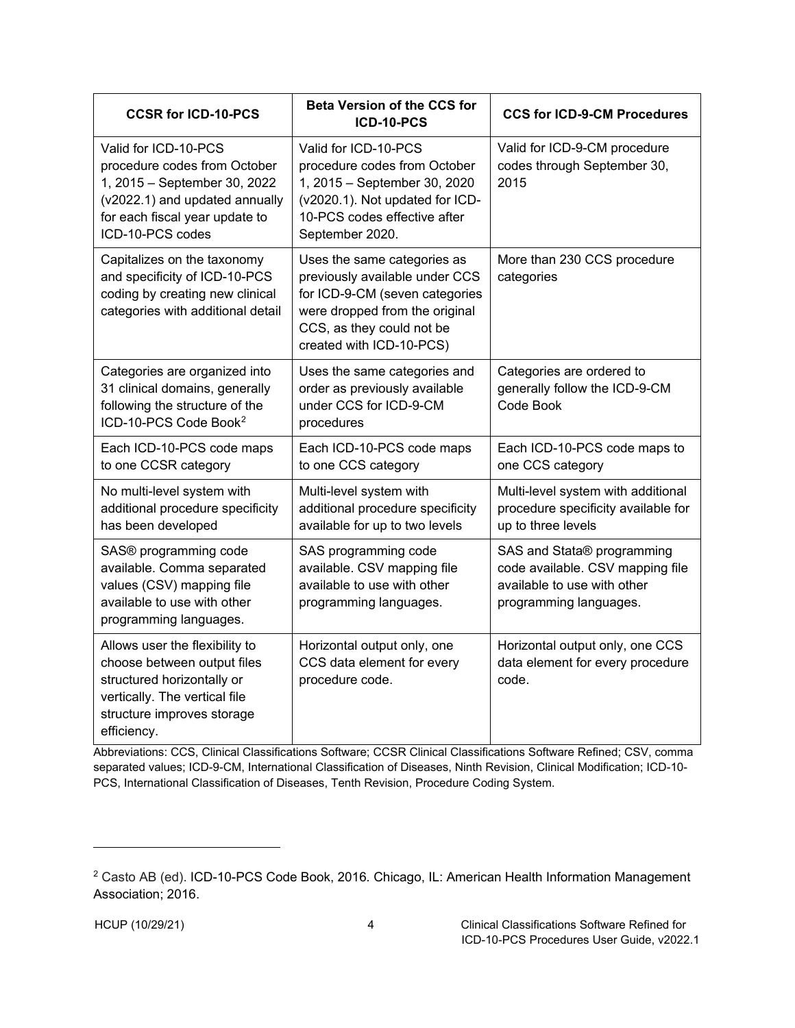| CCSR for ICD-10-PCS | Beta Version of the CCS for ICD-10-PCS | CCS for ICD-9-CM Procedures |
|---|---|---|
| Valid for ICD-10-PCS procedure codes from October 1, 2015 – September 30, 2022 (v2022.1) and updated annually for each fiscal year update to ICD-10-PCS codes | Valid for ICD-10-PCS procedure codes from October 1, 2015 – September 30, 2020 (v2020.1). Not updated for ICD-10-PCS codes effective after September 2020. | Valid for ICD-9-CM procedure codes through September 30, 2015 |
| Capitalizes on the taxonomy and specificity of ICD-10-PCS coding by creating new clinical categories with additional detail | Uses the same categories as previously available under CCS for ICD-9-CM (seven categories were dropped from the original CCS, as they could not be created with ICD-10-PCS) | More than 230 CCS procedure categories |
| Categories are organized into 31 clinical domains, generally following the structure of the ICD-10-PCS Code Book[2] | Uses the same categories and order as previously available under CCS for ICD-9-CM procedures | Categories are ordered to generally follow the ICD-9-CM Code Book |
| Each ICD-10-PCS code maps to one CCSR category | Each ICD-10-PCS code maps to one CCS category | Each ICD-10-PCS code maps to one CCS category |
| No multi-level system with additional procedure specificity has been developed | Multi-level system with additional procedure specificity available for up to two levels | Multi-level system with additional procedure specificity available for up to three levels |
| SAS® programming code available. Comma separated values (CSV) mapping file available to use with other programming languages. | SAS programming code available. CSV mapping file available to use with other programming languages. | SAS and Stata® programming code available. CSV mapping file available to use with other programming languages. |
| Allows user the flexibility to choose between output files structured horizontally or vertically. The vertical file structure improves storage efficiency. | Horizontal output only, one CCS data element for every procedure code. | Horizontal output only, one CCS data element for every procedure code. |

Abbreviations: CCS, Clinical Classifications Software; CCSR Clinical Classifications Software Refined; CSV, comma separated values; ICD-9-CM, International Classification of Diseases, Ninth Revision, Clinical Modification; ICD-10-PCS, International Classification of Diseases, Tenth Revision, Procedure Coding System.

[2] Casto AB (ed). ICD-10-PCS Code Book, 2016. Chicago, IL: American Health Information Management Association; 2016.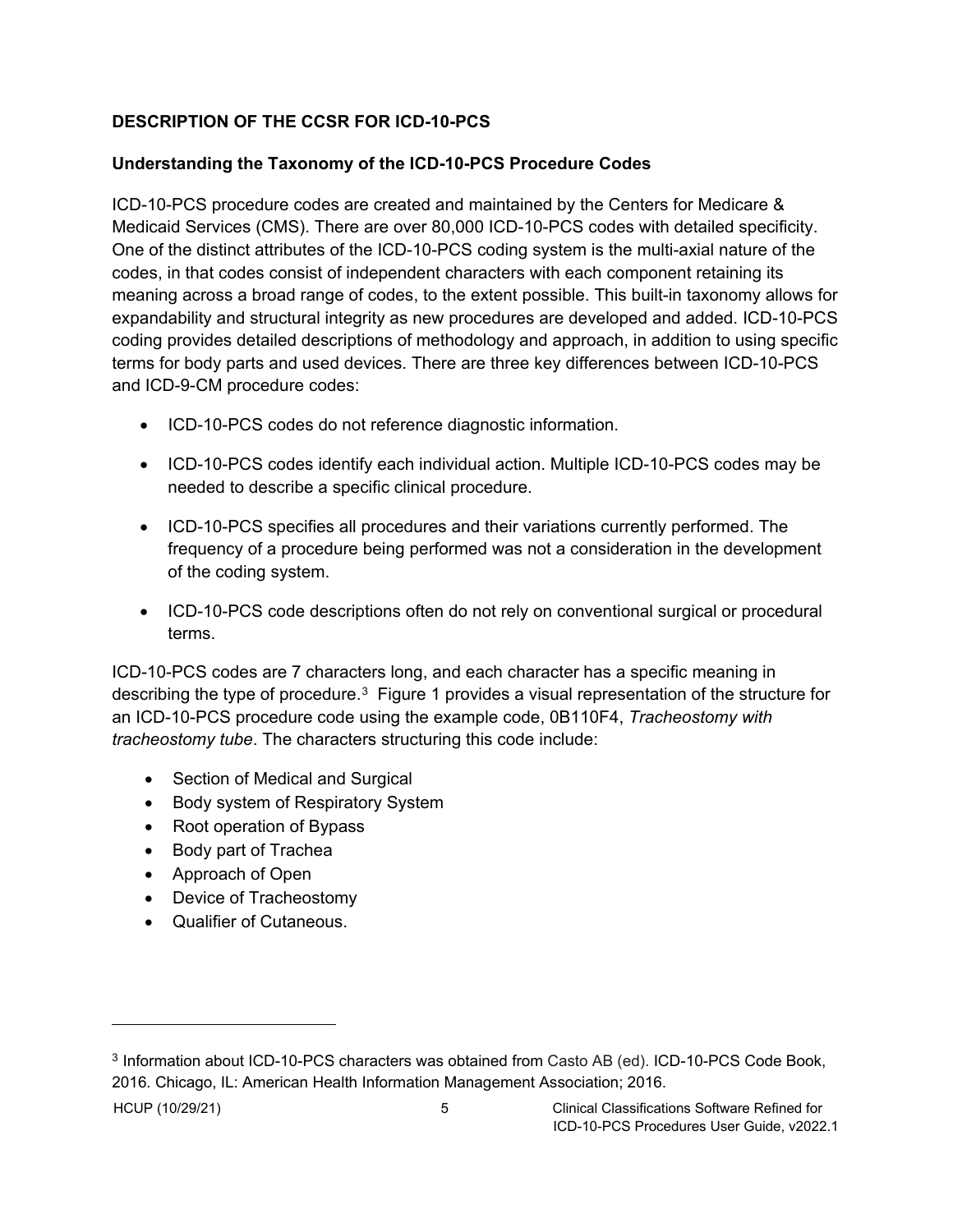## DESCRIPTION OF THE CCSR FOR ICD-10-PCS

### Understanding the Taxonomy of the ICD-10-PCS Procedure Codes

ICD-10-PCS procedure codes are created and maintained by the Centers for Medicare & Medicaid Services (CMS). There are over 80,000 ICD-10-PCS codes with detailed specificity. One of the distinct attributes of the ICD-10-PCS coding system is the multi-axial nature of the codes, in that codes consist of independent characters with each component retaining its meaning across a broad range of codes, to the extent possible. This built-in taxonomy allows for expandability and structural integrity as new procedures are developed and added. ICD-10-PCS coding provides detailed descriptions of methodology and approach, in addition to using specific terms for body parts and used devices. There are three key differences between ICD-10-PCS and ICD-9-CM procedure codes:

- ICD-10-PCS codes do not reference diagnostic information.
- ICD-10-PCS codes identify each individual action. Multiple ICD-10-PCS codes may be needed to describe a specific clinical procedure.
- ICD-10-PCS specifies all procedures and their variations currently performed. The frequency of a procedure being performed was not a consideration in the development of the coding system.
- ICD-10-PCS code descriptions often do not rely on conventional surgical or procedural terms.

ICD-10-PCS codes are 7 characters long, and each character has a specific meaning in describing the type of procedure.[3] Figure 1 provides a visual representation of the structure for an ICD-10-PCS procedure code using the example code, 0B110F4, *Tracheostomy with tracheostomy tube*. The characters structuring this code include:

- Section of Medical and Surgical
- Body system of Respiratory System
- Root operation of Bypass
- Body part of Trachea
- Approach of Open
- Device of Tracheostomy
- Qualifier of Cutaneous.

---

[3] Information about ICD-10-PCS characters was obtained from Casto AB (ed). ICD-10-PCS Code Book, 2016. Chicago, IL: American Health Information Management Association; 2016.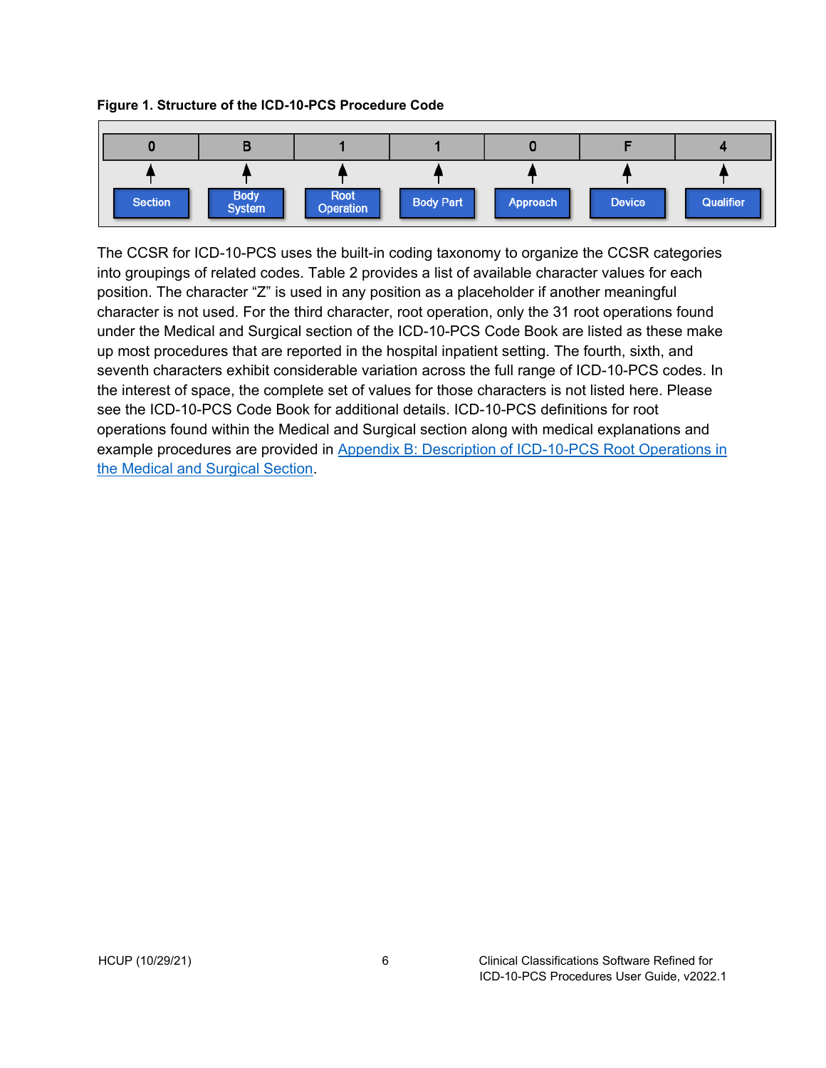**Figure 1. Structure of the ICD-10-PCS Procedure Code**

| 0 | B | 1 | 1 | 0 | F | 4 |
|---|---|---|---|---|---|---|
| Section | Body System | Root Operation | Body Part | Approach | Device | Qualifier |

The CCSR for ICD-10-PCS uses the built-in coding taxonomy to organize the CCSR categories into groupings of related codes. Table 2 provides a list of available character values for each position. The character "Z" is used in any position as a placeholder if another meaningful character is not used. For the third character, root operation, only the 31 root operations found under the Medical and Surgical section of the ICD-10-PCS Code Book are listed as these make up most procedures that are reported in the hospital inpatient setting. The fourth, sixth, and seventh characters exhibit considerable variation across the full range of ICD-10-PCS codes. In the interest of space, the complete set of values for those characters is not listed here. Please see the ICD-10-PCS Code Book for additional details. ICD-10-PCS definitions for root operations found within the Medical and Surgical section along with medical explanations and example procedures are provided in Appendix B: Description of ICD-10-PCS Root Operations in the Medical and Surgical Section.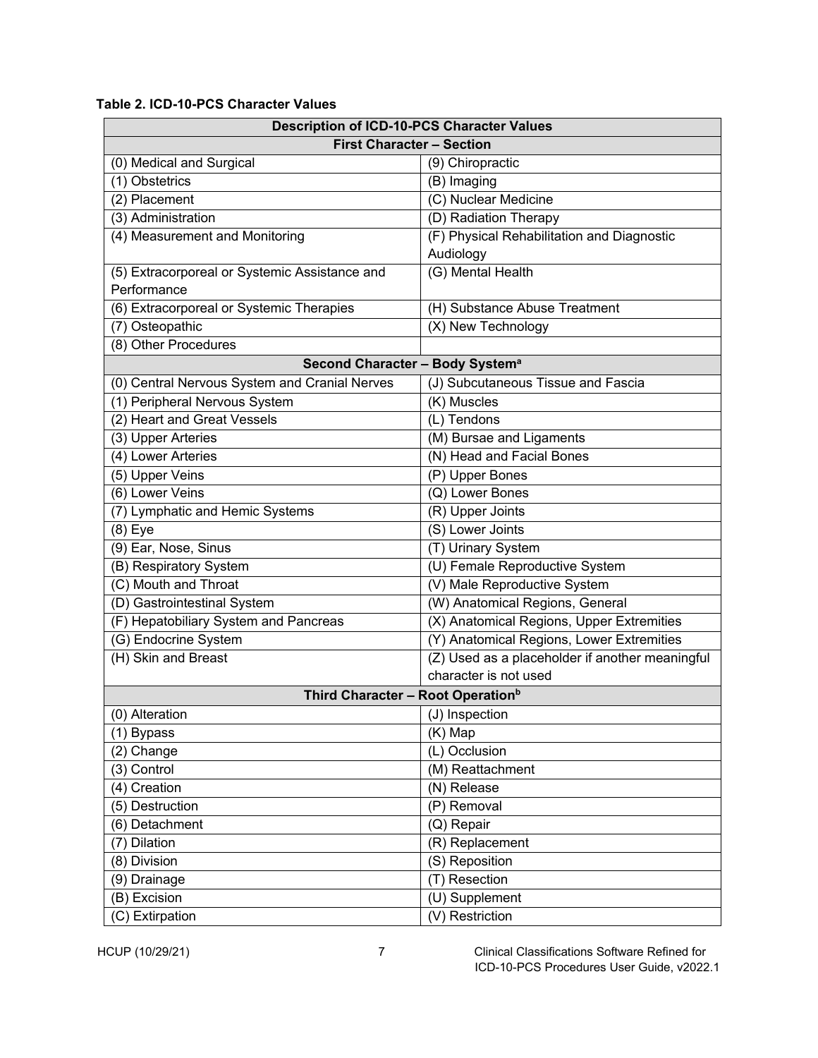**Table 2. ICD-10-PCS Character Values**

| Description of ICD-10-PCS Character Values | |
|---|---|
| **First Character – Section** | |
| (0) Medical and Surgical | (9) Chiropractic |
| (1) Obstetrics | (B) Imaging |
| (2) Placement | (C) Nuclear Medicine |
| (3) Administration | (D) Radiation Therapy |
| (4) Measurement and Monitoring | (F) Physical Rehabilitation and Diagnostic Audiology |
| (5) Extracorporeal or Systemic Assistance and Performance | (G) Mental Health |
| (6) Extracorporeal or Systemic Therapies | (H) Substance Abuse Treatment |
| (7) Osteopathic | (X) New Technology |
| (8) Other Procedures | |
| **Second Character – Body System[a]** | |
| (0) Central Nervous System and Cranial Nerves | (J) Subcutaneous Tissue and Fascia |
| (1) Peripheral Nervous System | (K) Muscles |
| (2) Heart and Great Vessels | (L) Tendons |
| (3) Upper Arteries | (M) Bursae and Ligaments |
| (4) Lower Arteries | (N) Head and Facial Bones |
| (5) Upper Veins | (P) Upper Bones |
| (6) Lower Veins | (Q) Lower Bones |
| (7) Lymphatic and Hemic Systems | (R) Upper Joints |
| (8) Eye | (S) Lower Joints |
| (9) Ear, Nose, Sinus | (T) Urinary System |
| (B) Respiratory System | (U) Female Reproductive System |
| (C) Mouth and Throat | (V) Male Reproductive System |
| (D) Gastrointestinal System | (W) Anatomical Regions, General |
| (F) Hepatobiliary System and Pancreas | (X) Anatomical Regions, Upper Extremities |
| (G) Endocrine System | (Y) Anatomical Regions, Lower Extremities |
| (H) Skin and Breast | (Z) Used as a placeholder if another meaningful character is not used |
| **Third Character – Root Operation[b]** | |
| (0) Alteration | (J) Inspection |
| (1) Bypass | (K) Map |
| (2) Change | (L) Occlusion |
| (3) Control | (M) Reattachment |
| (4) Creation | (N) Release |
| (5) Destruction | (P) Removal |
| (6) Detachment | (Q) Repair |
| (7) Dilation | (R) Replacement |
| (8) Division | (S) Reposition |
| (9) Drainage | (T) Resection |
| (B) Excision | (U) Supplement |
| (C) Extirpation | (V) Restriction |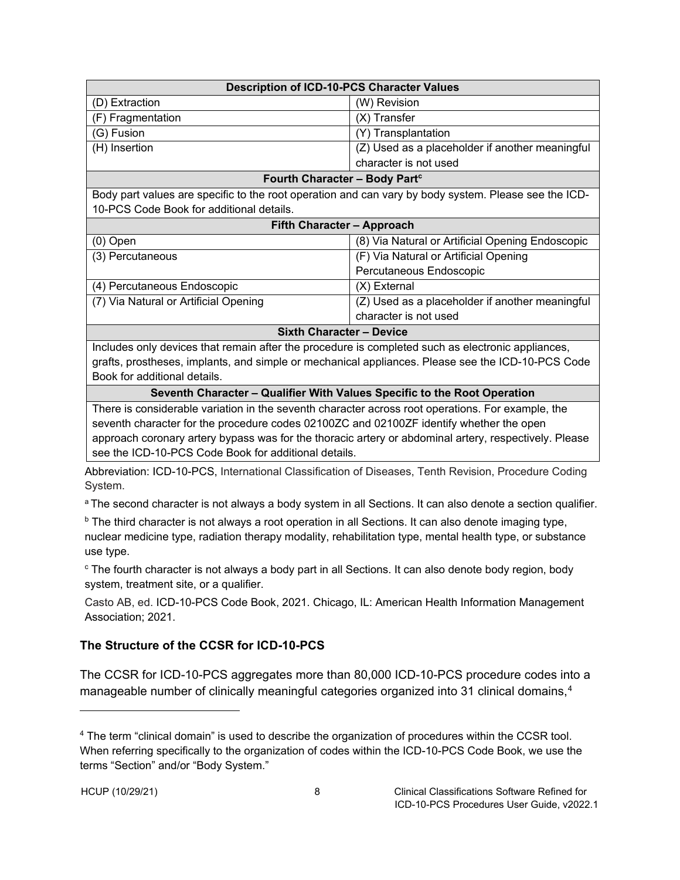| Description of ICD-10-PCS Character Values | |
|---|---|
| (D) Extraction | (W) Revision |
| (F) Fragmentation | (X) Transfer |
| (G) Fusion | (Y) Transplantation |
| (H) Insertion | (Z) Used as a placeholder if another meaningful character is not used |
| **Fourth Character – Body Part[c]** | |
| Body part values are specific to the root operation and can vary by body system. Please see the ICD-10-PCS Code Book for additional details. | |
| **Fifth Character – Approach** | |
| (0) Open | (8) Via Natural or Artificial Opening Endoscopic |
| (3) Percutaneous | (F) Via Natural or Artificial Opening Percutaneous Endoscopic |
| (4) Percutaneous Endoscopic | (X) External |
| (7) Via Natural or Artificial Opening | (Z) Used as a placeholder if another meaningful character is not used |
| **Sixth Character – Device** | |
| Includes only devices that remain after the procedure is completed such as electronic appliances, grafts, prostheses, implants, and simple or mechanical appliances. Please see the ICD-10-PCS Code Book for additional details. | |
| **Seventh Character – Qualifier With Values Specific to the Root Operation** | |
| There is considerable variation in the seventh character across root operations. For example, the seventh character for the procedure codes 02100ZC and 02100ZF identify whether the open approach coronary artery bypass was for the thoracic artery or abdominal artery, respectively. Please see the ICD-10-PCS Code Book for additional details. | |

Abbreviation: ICD-10-PCS, International Classification of Diseases, Tenth Revision, Procedure Coding System.

[a] The second character is not always a body system in all Sections. It can also denote a section qualifier.

[b] The third character is not always a root operation in all Sections. It can also denote imaging type, nuclear medicine type, radiation therapy modality, rehabilitation type, mental health type, or substance use type.

[c] The fourth character is not always a body part in all Sections. It can also denote body region, body system, treatment site, or a qualifier.

Casto AB, ed. ICD-10-PCS Code Book, 2021. Chicago, IL: American Health Information Management Association; 2021.

### The Structure of the CCSR for ICD-10-PCS

The CCSR for ICD-10-PCS aggregates more than 80,000 ICD-10-PCS procedure codes into a manageable number of clinically meaningful categories organized into 31 clinical domains,[4]

[4] The term "clinical domain" is used to describe the organization of procedures within the CCSR tool. When referring specifically to the organization of codes within the ICD-10-PCS Code Book, we use the terms "Section" and/or "Body System."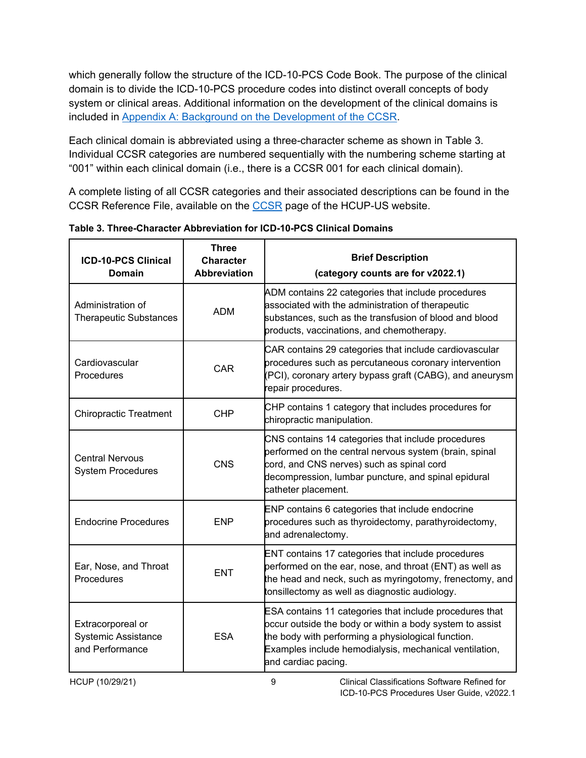which generally follow the structure of the ICD-10-PCS Code Book. The purpose of the clinical domain is to divide the ICD-10-PCS procedure codes into distinct overall concepts of body system or clinical areas. Additional information on the development of the clinical domains is included in Appendix A: Background on the Development of the CCSR.

Each clinical domain is abbreviated using a three-character scheme as shown in Table 3. Individual CCSR categories are numbered sequentially with the numbering scheme starting at "001" within each clinical domain (i.e., there is a CCSR 001 for each clinical domain).

A complete listing of all CCSR categories and their associated descriptions can be found in the CCSR Reference File, available on the CCSR page of the HCUP-US website.

**Table 3. Three-Character Abbreviation for ICD-10-PCS Clinical Domains**

| ICD-10-PCS Clinical Domain | Three Character Abbreviation | Brief Description (category counts are for v2022.1) |
|---|---|---|
| Administration of Therapeutic Substances | ADM | ADM contains 22 categories that include procedures associated with the administration of therapeutic substances, such as the transfusion of blood and blood products, vaccinations, and chemotherapy. |
| Cardiovascular Procedures | CAR | CAR contains 29 categories that include cardiovascular procedures such as percutaneous coronary intervention (PCI), coronary artery bypass graft (CABG), and aneurysm repair procedures. |
| Chiropractic Treatment | CHP | CHP contains 1 category that includes procedures for chiropractic manipulation. |
| Central Nervous System Procedures | CNS | CNS contains 14 categories that include procedures performed on the central nervous system (brain, spinal cord, and CNS nerves) such as spinal cord decompression, lumbar puncture, and spinal epidural catheter placement. |
| Endocrine Procedures | ENP | ENP contains 6 categories that include endocrine procedures such as thyroidectomy, parathyroidectomy, and adrenalectomy. |
| Ear, Nose, and Throat Procedures | ENT | ENT contains 17 categories that include procedures performed on the ear, nose, and throat (ENT) as well as the head and neck, such as myringotomy, frenectomy, and tonsillectomy as well as diagnostic audiology. |
| Extracorporeal or Systemic Assistance and Performance | ESA | ESA contains 11 categories that include procedures that occur outside the body or within a body system to assist the body with performing a physiological function. Examples include hemodialysis, mechanical ventilation, and cardiac pacing. |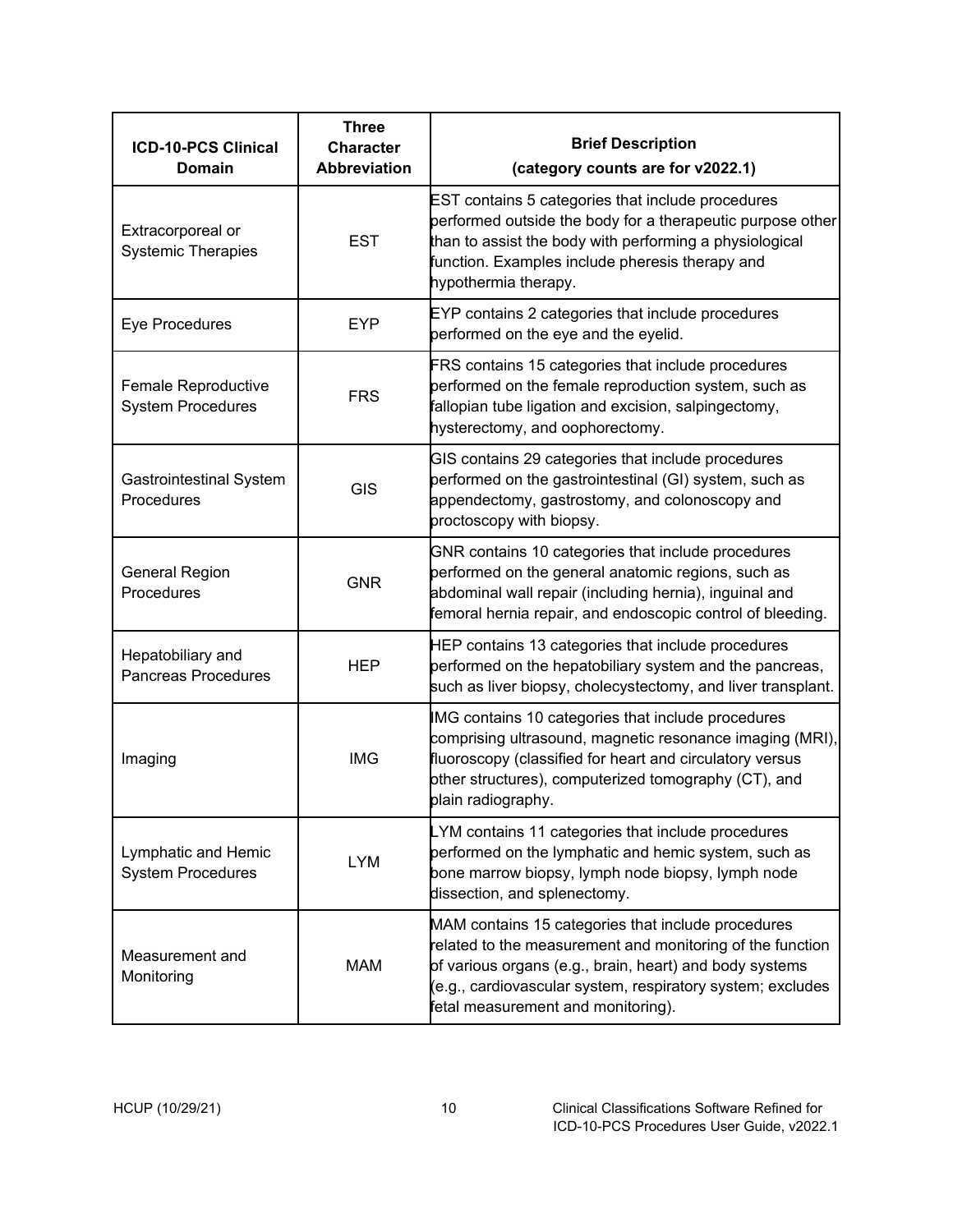| ICD-10-PCS Clinical Domain | Three Character Abbreviation | Brief Description (category counts are for v2022.1) |
|---|---|---|
| Extracorporeal or Systemic Therapies | EST | EST contains 5 categories that include procedures performed outside the body for a therapeutic purpose other than to assist the body with performing a physiological function. Examples include pheresis therapy and hypothermia therapy. |
| Eye Procedures | EYP | EYP contains 2 categories that include procedures performed on the eye and the eyelid. |
| Female Reproductive System Procedures | FRS | FRS contains 15 categories that include procedures performed on the female reproduction system, such as fallopian tube ligation and excision, salpingectomy, hysterectomy, and oophorectomy. |
| Gastrointestinal System Procedures | GIS | GIS contains 29 categories that include procedures performed on the gastrointestinal (GI) system, such as appendectomy, gastrostomy, and colonoscopy and proctoscopy with biopsy. |
| General Region Procedures | GNR | GNR contains 10 categories that include procedures performed on the general anatomic regions, such as abdominal wall repair (including hernia), inguinal and femoral hernia repair, and endoscopic control of bleeding. |
| Hepatobiliary and Pancreas Procedures | HEP | HEP contains 13 categories that include procedures performed on the hepatobiliary system and the pancreas, such as liver biopsy, cholecystectomy, and liver transplant. |
| Imaging | IMG | IMG contains 10 categories that include procedures comprising ultrasound, magnetic resonance imaging (MRI), fluoroscopy (classified for heart and circulatory versus other structures), computerized tomography (CT), and plain radiography. |
| Lymphatic and Hemic System Procedures | LYM | LYM contains 11 categories that include procedures performed on the lymphatic and hemic system, such as bone marrow biopsy, lymph node biopsy, lymph node dissection, and splenectomy. |
| Measurement and Monitoring | MAM | MAM contains 15 categories that include procedures related to the measurement and monitoring of the function of various organs (e.g., brain, heart) and body systems (e.g., cardiovascular system, respiratory system; excludes fetal measurement and monitoring). |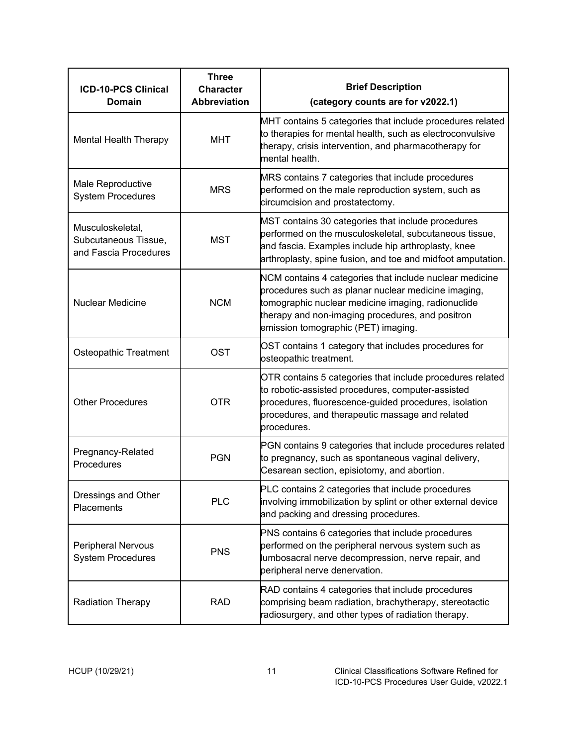| ICD-10-PCS Clinical Domain | Three Character Abbreviation | Brief Description (category counts are for v2022.1) |
|---|---|---|
| Mental Health Therapy | MHT | MHT contains 5 categories that include procedures related to therapies for mental health, such as electroconvulsive therapy, crisis intervention, and pharmacotherapy for mental health. |
| Male Reproductive System Procedures | MRS | MRS contains 7 categories that include procedures performed on the male reproduction system, such as circumcision and prostatectomy. |
| Musculoskeletal, Subcutaneous Tissue, and Fascia Procedures | MST | MST contains 30 categories that include procedures performed on the musculoskeletal, subcutaneous tissue, and fascia. Examples include hip arthroplasty, knee arthroplasty, spine fusion, and toe and midfoot amputation. |
| Nuclear Medicine | NCM | NCM contains 4 categories that include nuclear medicine procedures such as planar nuclear medicine imaging, tomographic nuclear medicine imaging, radionuclide therapy and non-imaging procedures, and positron emission tomographic (PET) imaging. |
| Osteopathic Treatment | OST | OST contains 1 category that includes procedures for osteopathic treatment. |
| Other Procedures | OTR | OTR contains 5 categories that include procedures related to robotic-assisted procedures, computer-assisted procedures, fluorescence-guided procedures, isolation procedures, and therapeutic massage and related procedures. |
| Pregnancy-Related Procedures | PGN | PGN contains 9 categories that include procedures related to pregnancy, such as spontaneous vaginal delivery, Cesarean section, episiotomy, and abortion. |
| Dressings and Other Placements | PLC | PLC contains 2 categories that include procedures involving immobilization by splint or other external device and packing and dressing procedures. |
| Peripheral Nervous System Procedures | PNS | PNS contains 6 categories that include procedures performed on the peripheral nervous system such as lumbosacral nerve decompression, nerve repair, and peripheral nerve denervation. |
| Radiation Therapy | RAD | RAD contains 4 categories that include procedures comprising beam radiation, brachytherapy, stereotactic radiosurgery, and other types of radiation therapy. |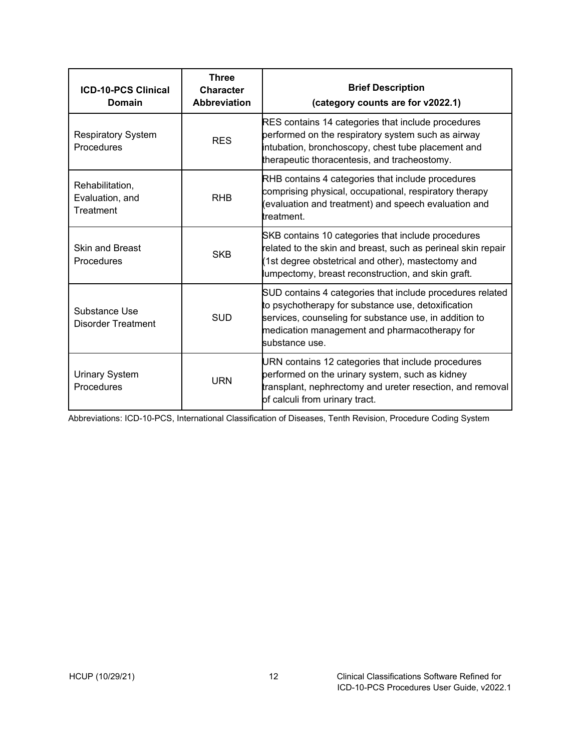| ICD-10-PCS Clinical Domain | Three Character Abbreviation | Brief Description (category counts are for v2022.1) |
|---|---|---|
| Respiratory System Procedures | RES | RES contains 14 categories that include procedures performed on the respiratory system such as airway intubation, bronchoscopy, chest tube placement and therapeutic thoracentesis, and tracheostomy. |
| Rehabilitation, Evaluation, and Treatment | RHB | RHB contains 4 categories that include procedures comprising physical, occupational, respiratory therapy (evaluation and treatment) and speech evaluation and treatment. |
| Skin and Breast Procedures | SKB | SKB contains 10 categories that include procedures related to the skin and breast, such as perineal skin repair (1st degree obstetrical and other), mastectomy and lumpectomy, breast reconstruction, and skin graft. |
| Substance Use Disorder Treatment | SUD | SUD contains 4 categories that include procedures related to psychotherapy for substance use, detoxification services, counseling for substance use, in addition to medication management and pharmacotherapy for substance use. |
| Urinary System Procedures | URN | URN contains 12 categories that include procedures performed on the urinary system, such as kidney transplant, nephrectomy and ureter resection, and removal of calculi from urinary tract. |

Abbreviations: ICD-10-PCS, International Classification of Diseases, Tenth Revision, Procedure Coding System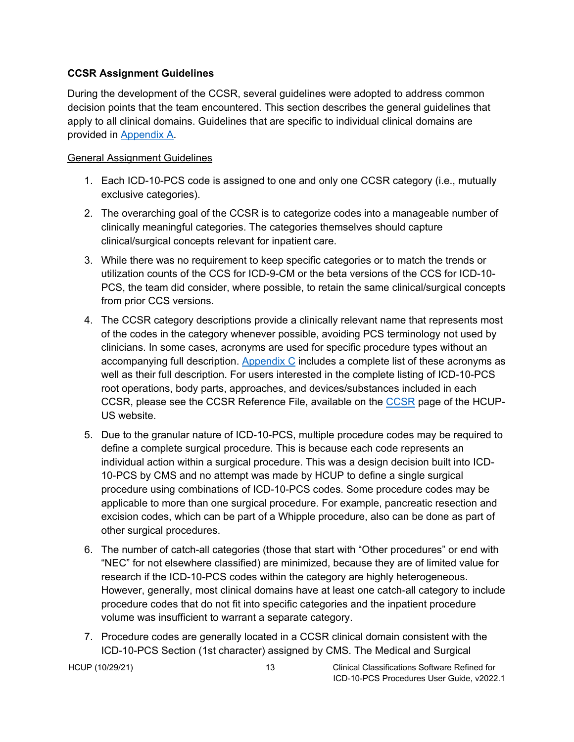### CCSR Assignment Guidelines

During the development of the CCSR, several guidelines were adopted to address common decision points that the team encountered. This section describes the general guidelines that apply to all clinical domains. Guidelines that are specific to individual clinical domains are provided in Appendix A.

General Assignment Guidelines

1. Each ICD-10-PCS code is assigned to one and only one CCSR category (i.e., mutually exclusive categories).
2. The overarching goal of the CCSR is to categorize codes into a manageable number of clinically meaningful categories. The categories themselves should capture clinical/surgical concepts relevant for inpatient care.
3. While there was no requirement to keep specific categories or to match the trends or utilization counts of the CCS for ICD-9-CM or the beta versions of the CCS for ICD-10-PCS, the team did consider, where possible, to retain the same clinical/surgical concepts from prior CCS versions.
4. The CCSR category descriptions provide a clinically relevant name that represents most of the codes in the category whenever possible, avoiding PCS terminology not used by clinicians. In some cases, acronyms are used for specific procedure types without an accompanying full description. Appendix C includes a complete list of these acronyms as well as their full description. For users interested in the complete listing of ICD-10-PCS root operations, body parts, approaches, and devices/substances included in each CCSR, please see the CCSR Reference File, available on the CCSR page of the HCUP-US website.
5. Due to the granular nature of ICD-10-PCS, multiple procedure codes may be required to define a complete surgical procedure. This is because each code represents an individual action within a surgical procedure. This was a design decision built into ICD-10-PCS by CMS and no attempt was made by HCUP to define a single surgical procedure using combinations of ICD-10-PCS codes. Some procedure codes may be applicable to more than one surgical procedure. For example, pancreatic resection and excision codes, which can be part of a Whipple procedure, also can be done as part of other surgical procedures.
6. The number of catch-all categories (those that start with "Other procedures" or end with "NEC" for not elsewhere classified) are minimized, because they are of limited value for research if the ICD-10-PCS codes within the category are highly heterogeneous. However, generally, most clinical domains have at least one catch-all category to include procedure codes that do not fit into specific categories and the inpatient procedure volume was insufficient to warrant a separate category.
7. Procedure codes are generally located in a CCSR clinical domain consistent with the ICD-10-PCS Section (1st character) assigned by CMS. The Medical and Surgical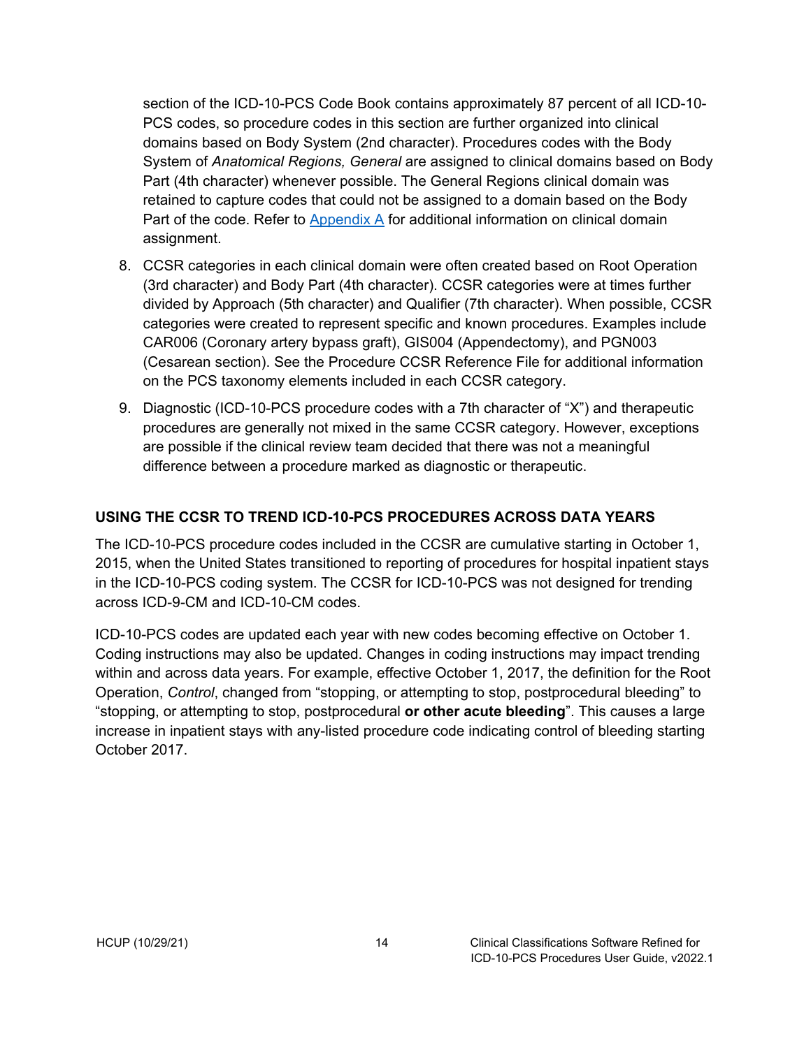section of the ICD-10-PCS Code Book contains approximately 87 percent of all ICD-10-PCS codes, so procedure codes in this section are further organized into clinical domains based on Body System (2nd character). Procedures codes with the Body System of *Anatomical Regions, General* are assigned to clinical domains based on Body Part (4th character) whenever possible. The General Regions clinical domain was retained to capture codes that could not be assigned to a domain based on the Body Part of the code. Refer to [Appendix A](#) for additional information on clinical domain assignment.

8. CCSR categories in each clinical domain were often created based on Root Operation (3rd character) and Body Part (4th character). CCSR categories were at times further divided by Approach (5th character) and Qualifier (7th character). When possible, CCSR categories were created to represent specific and known procedures. Examples include CAR006 (Coronary artery bypass graft), GIS004 (Appendectomy), and PGN003 (Cesarean section). See the Procedure CCSR Reference File for additional information on the PCS taxonomy elements included in each CCSR category.
9. Diagnostic (ICD-10-PCS procedure codes with a 7th character of "X") and therapeutic procedures are generally not mixed in the same CCSR category. However, exceptions are possible if the clinical review team decided that there was not a meaningful difference between a procedure marked as diagnostic or therapeutic.

## USING THE CCSR TO TREND ICD-10-PCS PROCEDURES ACROSS DATA YEARS

The ICD-10-PCS procedure codes included in the CCSR are cumulative starting in October 1, 2015, when the United States transitioned to reporting of procedures for hospital inpatient stays in the ICD-10-PCS coding system. The CCSR for ICD-10-PCS was not designed for trending across ICD-9-CM and ICD-10-CM codes.

ICD-10-PCS codes are updated each year with new codes becoming effective on October 1. Coding instructions may also be updated. Changes in coding instructions may impact trending within and across data years. For example, effective October 1, 2017, the definition for the Root Operation, *Control*, changed from "stopping, or attempting to stop, postprocedural bleeding" to "stopping, or attempting to stop, postprocedural **or other acute bleeding**". This causes a large increase in inpatient stays with any-listed procedure code indicating control of bleeding starting October 2017.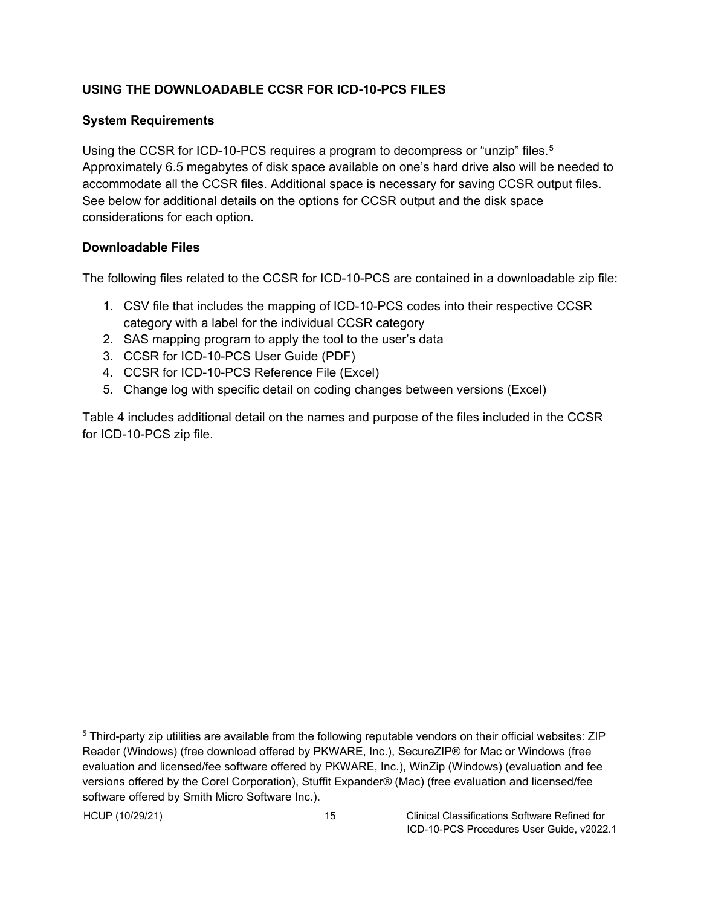## USING THE DOWNLOADABLE CCSR FOR ICD-10-PCS FILES

### System Requirements

Using the CCSR for ICD-10-PCS requires a program to decompress or "unzip" files.[5] Approximately 6.5 megabytes of disk space available on one's hard drive also will be needed to accommodate all the CCSR files. Additional space is necessary for saving CCSR output files. See below for additional details on the options for CCSR output and the disk space considerations for each option.

### Downloadable Files

The following files related to the CCSR for ICD-10-PCS are contained in a downloadable zip file:

1. CSV file that includes the mapping of ICD-10-PCS codes into their respective CCSR category with a label for the individual CCSR category
2. SAS mapping program to apply the tool to the user's data
3. CCSR for ICD-10-PCS User Guide (PDF)
4. CCSR for ICD-10-PCS Reference File (Excel)
5. Change log with specific detail on coding changes between versions (Excel)

Table 4 includes additional detail on the names and purpose of the files included in the CCSR for ICD-10-PCS zip file.

---

[5] Third-party zip utilities are available from the following reputable vendors on their official websites: ZIP Reader (Windows) (free download offered by PKWARE, Inc.), SecureZIP® for Mac or Windows (free evaluation and licensed/fee software offered by PKWARE, Inc.), WinZip (Windows) (evaluation and fee versions offered by the Corel Corporation), Stuffit Expander® (Mac) (free evaluation and licensed/fee software offered by Smith Micro Software Inc.).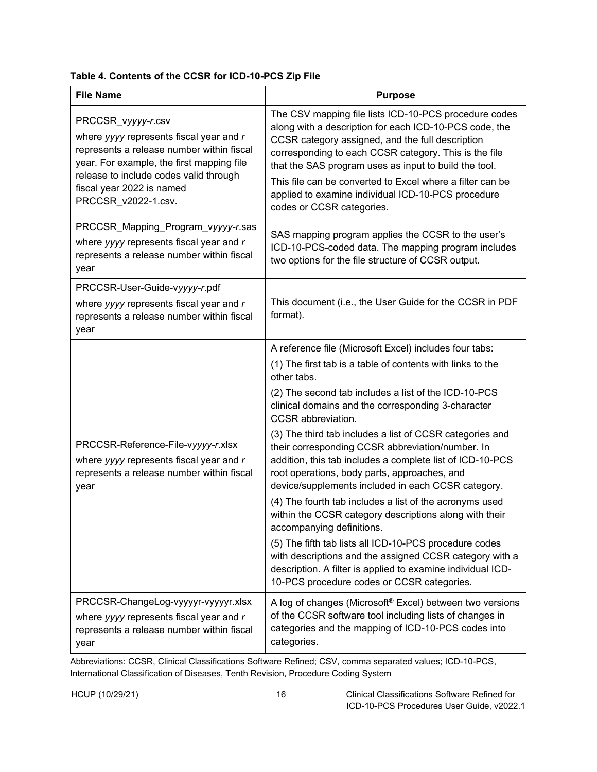**Table 4. Contents of the CCSR for ICD-10-PCS Zip File**

| File Name | Purpose |
|---|---|
| PRCCSR_v*yyyy*-*r*.csv<br><br>where *yyyy* represents fiscal year and *r* represents a release number within fiscal year. For example, the first mapping file release to include codes valid through fiscal year 2022 is named PRCCSR_v2022-1.csv. | The CSV mapping file lists ICD-10-PCS procedure codes along with a description for each ICD-10-PCS code, the CCSR category assigned, and the full description corresponding to each CCSR category. This is the file that the SAS program uses as input to build the tool.<br><br>This file can be converted to Excel where a filter can be applied to examine individual ICD-10-PCS procedure codes or CCSR categories. |
| PRCCSR_Mapping_Program_v*yyyy*-*r*.sas<br><br>where *yyyy* represents fiscal year and *r* represents a release number within fiscal year | SAS mapping program applies the CCSR to the user's ICD-10-PCS-coded data. The mapping program includes two options for the file structure of CCSR output. |
| PRCCSR-User-Guide-v*yyyy*-*r*.pdf<br><br>where *yyyy* represents fiscal year and *r* represents a release number within fiscal year | This document (i.e., the User Guide for the CCSR in PDF format). |
| PRCCSR-Reference-File-v*yyyy*-*r*.xlsx<br><br>where *yyyy* represents fiscal year and *r* represents a release number within fiscal year | A reference file (Microsoft Excel) includes four tabs:<br><br>(1) The first tab is a table of contents with links to the other tabs.<br><br>(2) The second tab includes a list of the ICD-10-PCS clinical domains and the corresponding 3-character CCSR abbreviation.<br><br>(3) The third tab includes a list of CCSR categories and their corresponding CCSR abbreviation/number. In addition, this tab includes a complete list of ICD-10-PCS root operations, body parts, approaches, and device/supplements included in each CCSR category.<br><br>(4) The fourth tab includes a list of the acronyms used within the CCSR category descriptions along with their accompanying definitions.<br><br>(5) The fifth tab lists all ICD-10-PCS procedure codes with descriptions and the assigned CCSR category with a description. A filter is applied to examine individual ICD-10-PCS procedure codes or CCSR categories. |
| PRCCSR-ChangeLog-vyyyyr-vyyyyr.xlsx<br><br>where *yyyy* represents fiscal year and *r* represents a release number within fiscal year | A log of changes (Microsoft® Excel) between two versions of the CCSR software tool including lists of changes in categories and the mapping of ICD-10-PCS codes into categories. |

Abbreviations: CCSR, Clinical Classifications Software Refined; CSV, comma separated values; ICD-10-PCS, International Classification of Diseases, Tenth Revision, Procedure Coding System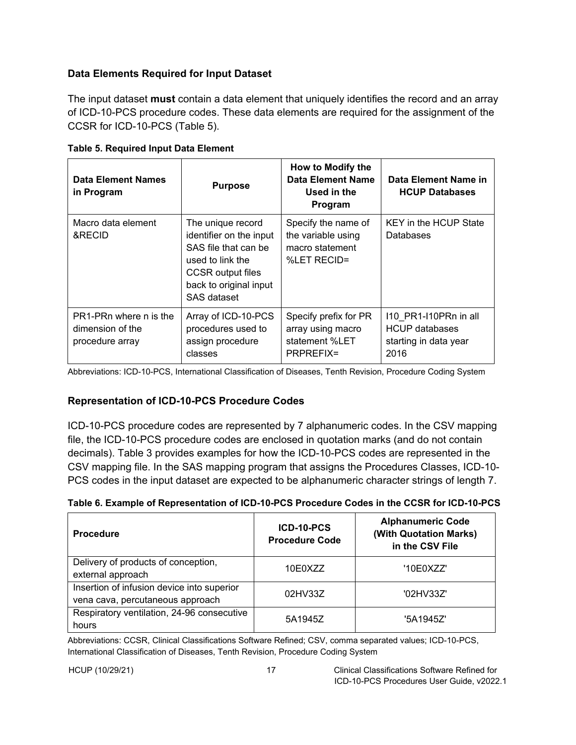### Data Elements Required for Input Dataset

The input dataset **must** contain a data element that uniquely identifies the record and an array of ICD-10-PCS procedure codes. These data elements are required for the assignment of the CCSR for ICD-10-PCS (Table 5).

**Table 5. Required Input Data Element**

| Data Element Names in Program | Purpose | How to Modify the Data Element Name Used in the Program | Data Element Name in HCUP Databases |
|---|---|---|---|
| Macro data element &RECID | The unique record identifier on the input SAS file that can be used to link the CCSR output files back to original input SAS dataset | Specify the name of the variable using macro statement %LET RECID= | KEY in the HCUP State Databases |
| PR1-PRn where n is the dimension of the procedure array | Array of ICD-10-PCS procedures used to assign procedure classes | Specify prefix for PR array using macro statement %LET PRPREFIX= | I10_PR1-I10PRn in all HCUP databases starting in data year 2016 |

Abbreviations: ICD-10-PCS, International Classification of Diseases, Tenth Revision, Procedure Coding System

### Representation of ICD-10-PCS Procedure Codes

ICD-10-PCS procedure codes are represented by 7 alphanumeric codes. In the CSV mapping file, the ICD-10-PCS procedure codes are enclosed in quotation marks (and do not contain decimals). Table 3 provides examples for how the ICD-10-PCS codes are represented in the CSV mapping file. In the SAS mapping program that assigns the Procedures Classes, ICD-10-PCS codes in the input dataset are expected to be alphanumeric character strings of length 7.

**Table 6. Example of Representation of ICD-10-PCS Procedure Codes in the CCSR for ICD-10-PCS**

| Procedure | ICD-10-PCS Procedure Code | Alphanumeric Code (With Quotation Marks) in the CSV File |
|---|---|---|
| Delivery of products of conception, external approach | 10E0XZZ | '10E0XZZ' |
| Insertion of infusion device into superior vena cava, percutaneous approach | 02HV33Z | '02HV33Z' |
| Respiratory ventilation, 24-96 consecutive hours | 5A1945Z | '5A1945Z' |

Abbreviations: CCSR, Clinical Classifications Software Refined; CSV, comma separated values; ICD-10-PCS, International Classification of Diseases, Tenth Revision, Procedure Coding System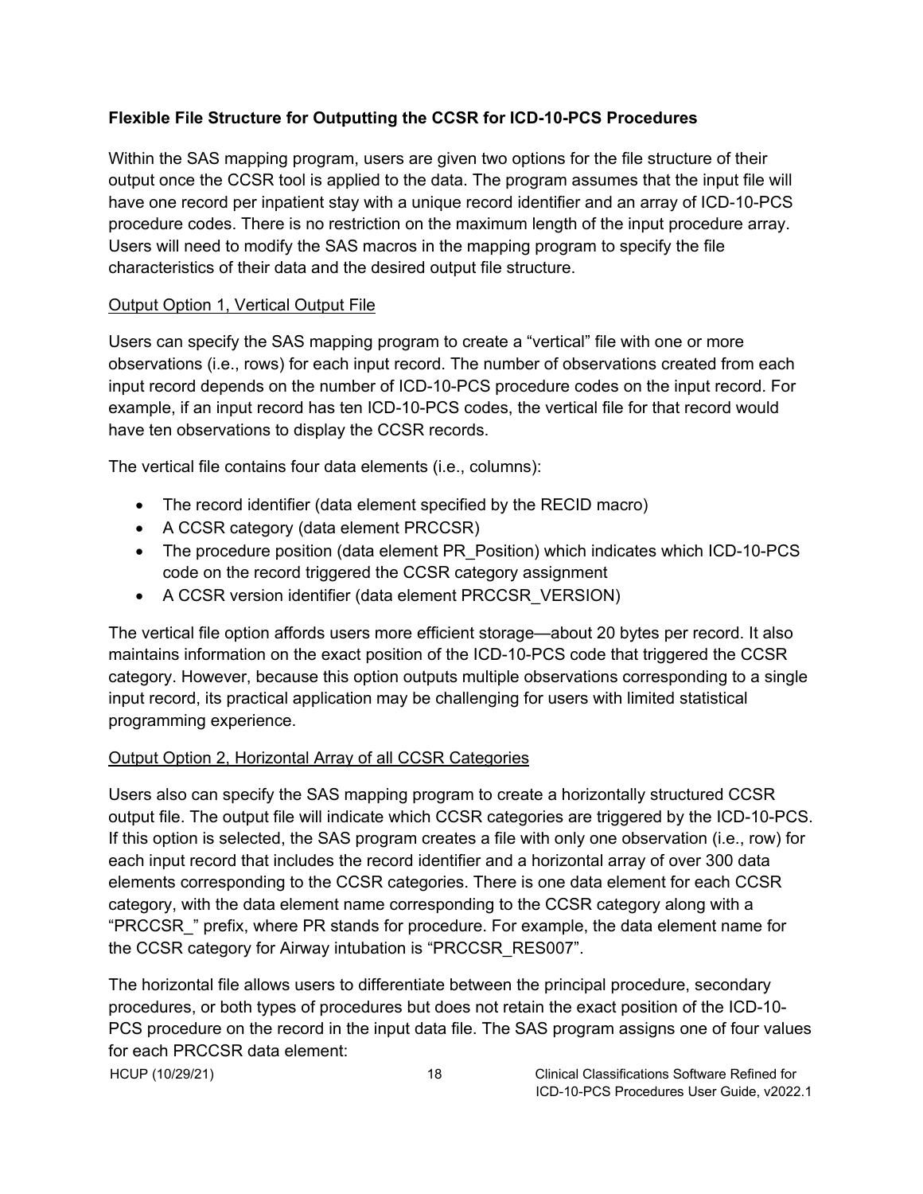**Flexible File Structure for Outputting the CCSR for ICD-10-PCS Procedures**

Within the SAS mapping program, users are given two options for the file structure of their output once the CCSR tool is applied to the data. The program assumes that the input file will have one record per inpatient stay with a unique record identifier and an array of ICD-10-PCS procedure codes. There is no restriction on the maximum length of the input procedure array. Users will need to modify the SAS macros in the mapping program to specify the file characteristics of their data and the desired output file structure.

<u>Output Option 1, Vertical Output File</u>

Users can specify the SAS mapping program to create a "vertical" file with one or more observations (i.e., rows) for each input record. The number of observations created from each input record depends on the number of ICD-10-PCS procedure codes on the input record. For example, if an input record has ten ICD-10-PCS codes, the vertical file for that record would have ten observations to display the CCSR records.

The vertical file contains four data elements (i.e., columns):

- The record identifier (data element specified by the RECID macro)
- A CCSR category (data element PRCCSR)
- The procedure position (data element PR_Position) which indicates which ICD-10-PCS code on the record triggered the CCSR category assignment
- A CCSR version identifier (data element PRCCSR_VERSION)

The vertical file option affords users more efficient storage—about 20 bytes per record. It also maintains information on the exact position of the ICD-10-PCS code that triggered the CCSR category. However, because this option outputs multiple observations corresponding to a single input record, its practical application may be challenging for users with limited statistical programming experience.

<u>Output Option 2, Horizontal Array of all CCSR Categories</u>

Users also can specify the SAS mapping program to create a horizontally structured CCSR output file. The output file will indicate which CCSR categories are triggered by the ICD-10-PCS. If this option is selected, the SAS program creates a file with only one observation (i.e., row) for each input record that includes the record identifier and a horizontal array of over 300 data elements corresponding to the CCSR categories. There is one data element for each CCSR category, with the data element name corresponding to the CCSR category along with a "PRCCSR_" prefix, where PR stands for procedure. For example, the data element name for the CCSR category for Airway intubation is "PRCCSR_RES007".

The horizontal file allows users to differentiate between the principal procedure, secondary procedures, or both types of procedures but does not retain the exact position of the ICD-10-PCS procedure on the record in the input data file. The SAS program assigns one of four values for each PRCCSR data element: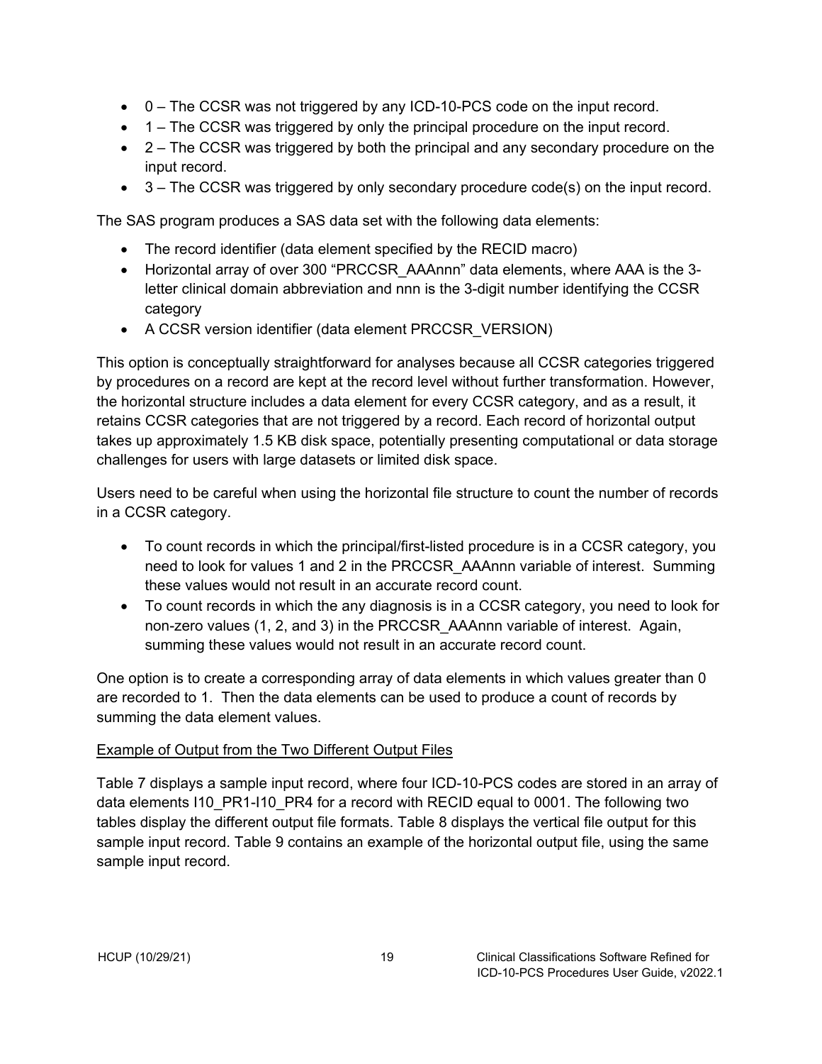- 0 – The CCSR was not triggered by any ICD-10-PCS code on the input record.
- 1 – The CCSR was triggered by only the principal procedure on the input record.
- 2 – The CCSR was triggered by both the principal and any secondary procedure on the input record.
- 3 – The CCSR was triggered by only secondary procedure code(s) on the input record.

The SAS program produces a SAS data set with the following data elements:

- The record identifier (data element specified by the RECID macro)
- Horizontal array of over 300 "PRCCSR_AAAnnn" data elements, where AAA is the 3-letter clinical domain abbreviation and nnn is the 3-digit number identifying the CCSR category
- A CCSR version identifier (data element PRCCSR_VERSION)

This option is conceptually straightforward for analyses because all CCSR categories triggered by procedures on a record are kept at the record level without further transformation. However, the horizontal structure includes a data element for every CCSR category, and as a result, it retains CCSR categories that are not triggered by a record. Each record of horizontal output takes up approximately 1.5 KB disk space, potentially presenting computational or data storage challenges for users with large datasets or limited disk space.

Users need to be careful when using the horizontal file structure to count the number of records in a CCSR category.

- To count records in which the principal/first-listed procedure is in a CCSR category, you need to look for values 1 and 2 in the PRCCSR_AAAnnn variable of interest. Summing these values would not result in an accurate record count.
- To count records in which the any diagnosis is in a CCSR category, you need to look for non-zero values (1, 2, and 3) in the PRCCSR_AAAnnn variable of interest. Again, summing these values would not result in an accurate record count.

One option is to create a corresponding array of data elements in which values greater than 0 are recorded to 1. Then the data elements can be used to produce a count of records by summing the data element values.

Example of Output from the Two Different Output Files

Table 7 displays a sample input record, where four ICD-10-PCS codes are stored in an array of data elements I10_PR1-I10_PR4 for a record with RECID equal to 0001. The following two tables display the different output file formats. Table 8 displays the vertical file output for this sample input record. Table 9 contains an example of the horizontal output file, using the same sample input record.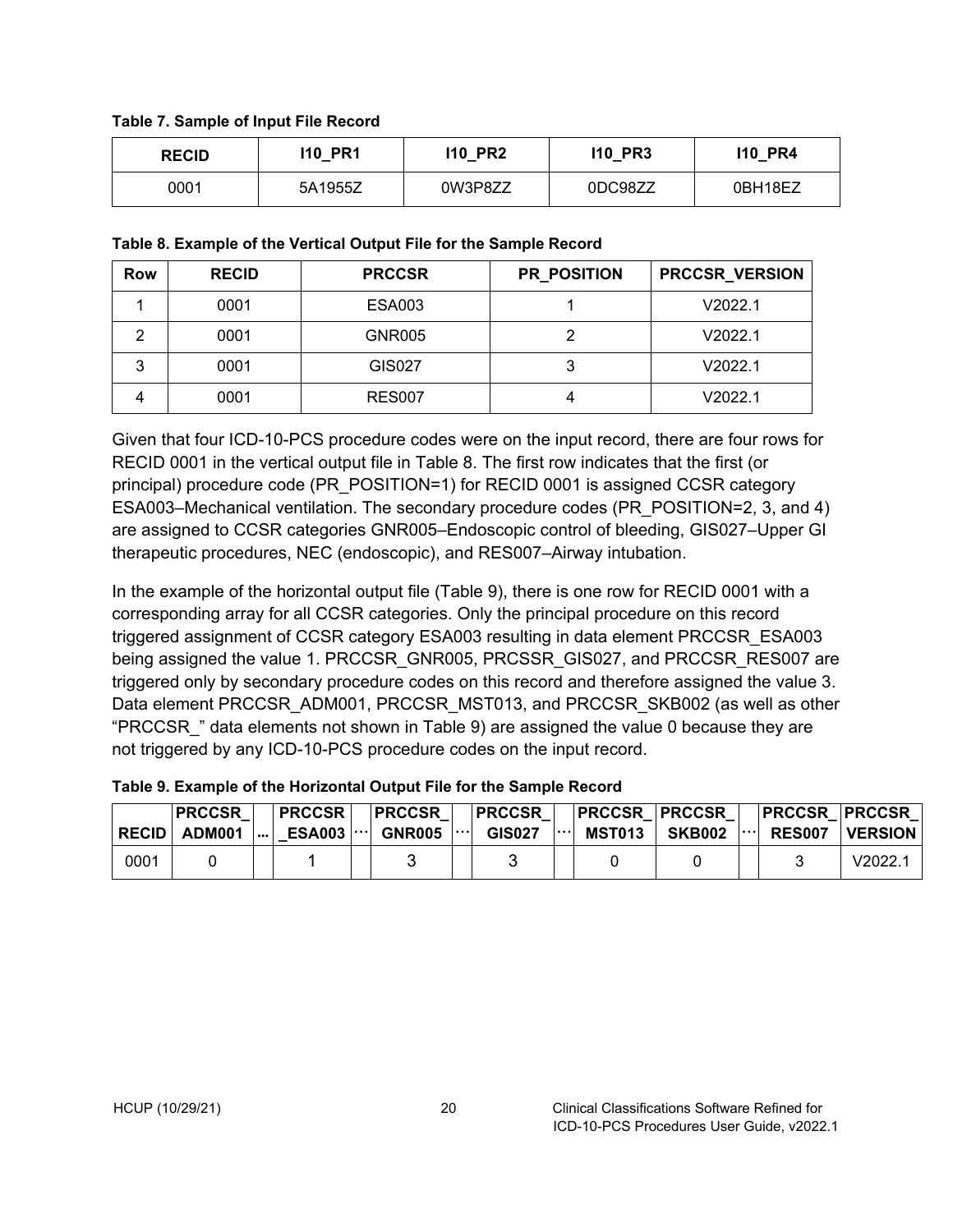**Table 7. Sample of Input File Record**

| RECID | I10_PR1 | I10_PR2 | I10_PR3 | I10_PR4 |
|---|---|---|---|---|
| 0001 | 5A1955Z | 0W3P8ZZ | 0DC98ZZ | 0BH18EZ |

**Table 8. Example of the Vertical Output File for the Sample Record**

| Row | RECID | PRCCSR | PR_POSITION | PRCCSR_VERSION |
|---|---|---|---|---|
| 1 | 0001 | ESA003 | 1 | V2022.1 |
| 2 | 0001 | GNR005 | 2 | V2022.1 |
| 3 | 0001 | GIS027 | 3 | V2022.1 |
| 4 | 0001 | RES007 | 4 | V2022.1 |

Given that four ICD-10-PCS procedure codes were on the input record, there are four rows for RECID 0001 in the vertical output file in Table 8. The first row indicates that the first (or principal) procedure code (PR_POSITION=1) for RECID 0001 is assigned CCSR category ESA003–Mechanical ventilation. The secondary procedure codes (PR_POSITION=2, 3, and 4) are assigned to CCSR categories GNR005–Endoscopic control of bleeding, GIS027–Upper GI therapeutic procedures, NEC (endoscopic), and RES007–Airway intubation.

In the example of the horizontal output file (Table 9), there is one row for RECID 0001 with a corresponding array for all CCSR categories. Only the principal procedure on this record triggered assignment of CCSR category ESA003 resulting in data element PRCCSR_ESA003 being assigned the value 1. PRCCSR_GNR005, PRCSSR_GIS027, and PRCCSR_RES007 are triggered only by secondary procedure codes on this record and therefore assigned the value 3. Data element PRCCSR_ADM001, PRCCSR_MST013, and PRCCSR_SKB002 (as well as other "PRCCSR_" data elements not shown in Table 9) are assigned the value 0 because they are not triggered by any ICD-10-PCS procedure codes on the input record.

**Table 9. Example of the Horizontal Output File for the Sample Record**

| RECID | PRCCSR_ ADM001 | ... | PRCCSR _ESA003 | … | PRCCSR_ GNR005 | … | PRCCSR_ GIS027 | … | PRCCSR_ MST013 | PRCCSR_ SKB002 | … | PRCCSR_ RES007 | PRCCSR_ VERSION |
|---|---|---|---|---|---|---|---|---|---|---|---|---|---|
| 0001 | 0 | | 1 | | 3 | | 3 | | 0 | 0 | | 3 | V2022.1 |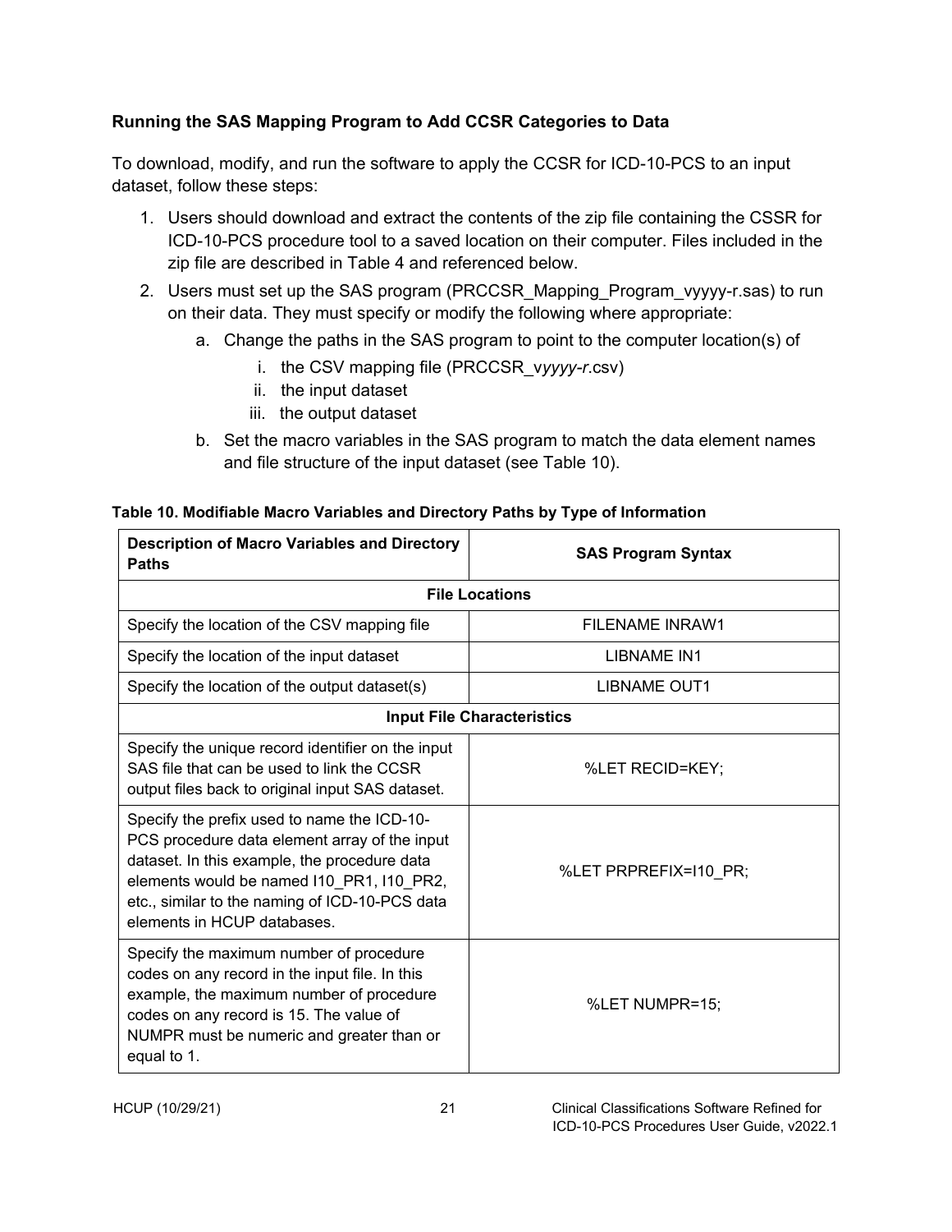### Running the SAS Mapping Program to Add CCSR Categories to Data

To download, modify, and run the software to apply the CCSR for ICD-10-PCS to an input dataset, follow these steps:

1. Users should download and extract the contents of the zip file containing the CSSR for ICD-10-PCS procedure tool to a saved location on their computer. Files included in the zip file are described in Table 4 and referenced below.
2. Users must set up the SAS program (PRCCSR_Mapping_Program_vyyyy-r.sas) to run on their data. They must specify or modify the following where appropriate:
   a. Change the paths in the SAS program to point to the computer location(s) of
      i. the CSV mapping file (PRCCSR_v*yyyy-r*.csv)
      ii. the input dataset
      iii. the output dataset
   b. Set the macro variables in the SAS program to match the data element names and file structure of the input dataset (see Table 10).

**Table 10. Modifiable Macro Variables and Directory Paths by Type of Information**

| Description of Macro Variables and Directory Paths | SAS Program Syntax |
|---|---|
| **File Locations** | |
| Specify the location of the CSV mapping file | FILENAME INRAW1 |
| Specify the location of the input dataset | LIBNAME IN1 |
| Specify the location of the output dataset(s) | LIBNAME OUT1 |
| **Input File Characteristics** | |
| Specify the unique record identifier on the input SAS file that can be used to link the CCSR output files back to original input SAS dataset. | %LET RECID=KEY; |
| Specify the prefix used to name the ICD-10-PCS procedure data element array of the input dataset. In this example, the procedure data elements would be named I10_PR1, I10_PR2, etc., similar to the naming of ICD-10-PCS data elements in HCUP databases. | %LET PRPREFIX=I10_PR; |
| Specify the maximum number of procedure codes on any record in the input file. In this example, the maximum number of procedure codes on any record is 15. The value of NUMPR must be numeric and greater than or equal to 1. | %LET NUMPR=15; |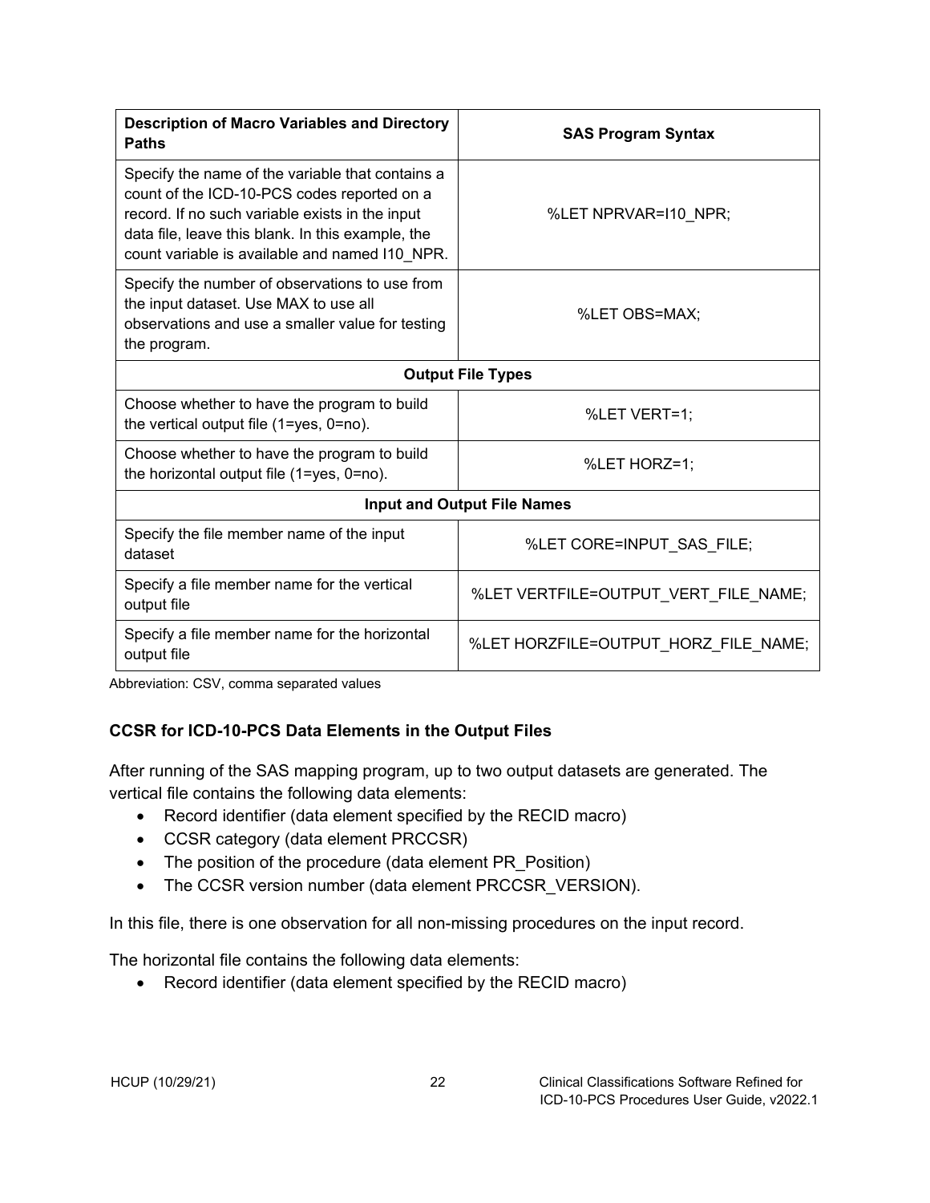| Description of Macro Variables and Directory Paths | SAS Program Syntax |
|---|---|
| Specify the name of the variable that contains a count of the ICD-10-PCS codes reported on a record. If no such variable exists in the input data file, leave this blank. In this example, the count variable is available and named I10_NPR. | %LET NPRVAR=I10_NPR; |
| Specify the number of observations to use from the input dataset. Use MAX to use all observations and use a smaller value for testing the program. | %LET OBS=MAX; |
| **Output File Types** | |
| Choose whether to have the program to build the vertical output file (1=yes, 0=no). | %LET VERT=1; |
| Choose whether to have the program to build the horizontal output file (1=yes, 0=no). | %LET HORZ=1; |
| **Input and Output File Names** | |
| Specify the file member name of the input dataset | %LET CORE=INPUT_SAS_FILE; |
| Specify a file member name for the vertical output file | %LET VERTFILE=OUTPUT_VERT_FILE_NAME; |
| Specify a file member name for the horizontal output file | %LET HORZFILE=OUTPUT_HORZ_FILE_NAME; |

Abbreviation: CSV, comma separated values

### CCSR for ICD-10-PCS Data Elements in the Output Files

After running of the SAS mapping program, up to two output datasets are generated. The vertical file contains the following data elements:

- Record identifier (data element specified by the RECID macro)
- CCSR category (data element PRCCSR)
- The position of the procedure (data element PR_Position)
- The CCSR version number (data element PRCCSR_VERSION).

In this file, there is one observation for all non-missing procedures on the input record.

The horizontal file contains the following data elements:

- Record identifier (data element specified by the RECID macro)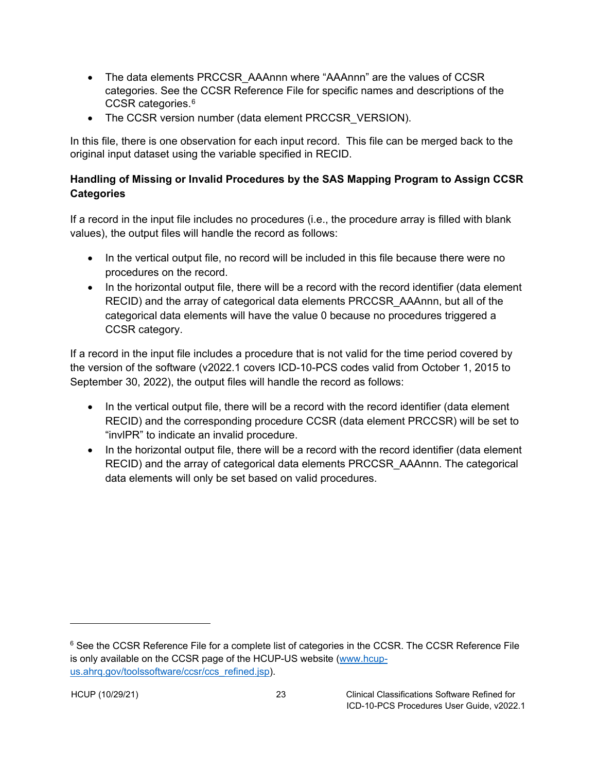- The data elements PRCCSR_AAAnnn where "AAAnnn" are the values of CCSR categories. See the CCSR Reference File for specific names and descriptions of the CCSR categories.[6]
- The CCSR version number (data element PRCCSR_VERSION).

In this file, there is one observation for each input record. This file can be merged back to the original input dataset using the variable specified in RECID.

**Handling of Missing or Invalid Procedures by the SAS Mapping Program to Assign CCSR Categories**

If a record in the input file includes no procedures (i.e., the procedure array is filled with blank values), the output files will handle the record as follows:

- In the vertical output file, no record will be included in this file because there were no procedures on the record.
- In the horizontal output file, there will be a record with the record identifier (data element RECID) and the array of categorical data elements PRCCSR_AAAnnn, but all of the categorical data elements will have the value 0 because no procedures triggered a CCSR category.

If a record in the input file includes a procedure that is not valid for the time period covered by the version of the software (v2022.1 covers ICD-10-PCS codes valid from October 1, 2015 to September 30, 2022), the output files will handle the record as follows:

- In the vertical output file, there will be a record with the record identifier (data element RECID) and the corresponding procedure CCSR (data element PRCCSR) will be set to "invlPR" to indicate an invalid procedure.
- In the horizontal output file, there will be a record with the record identifier (data element RECID) and the array of categorical data elements PRCCSR_AAAnnn. The categorical data elements will only be set based on valid procedures.

---

[6] See the CCSR Reference File for a complete list of categories in the CCSR. The CCSR Reference File is only available on the CCSR page of the HCUP-US website (www.hcup-us.ahrq.gov/toolssoftware/ccsr/ccs_refined.jsp).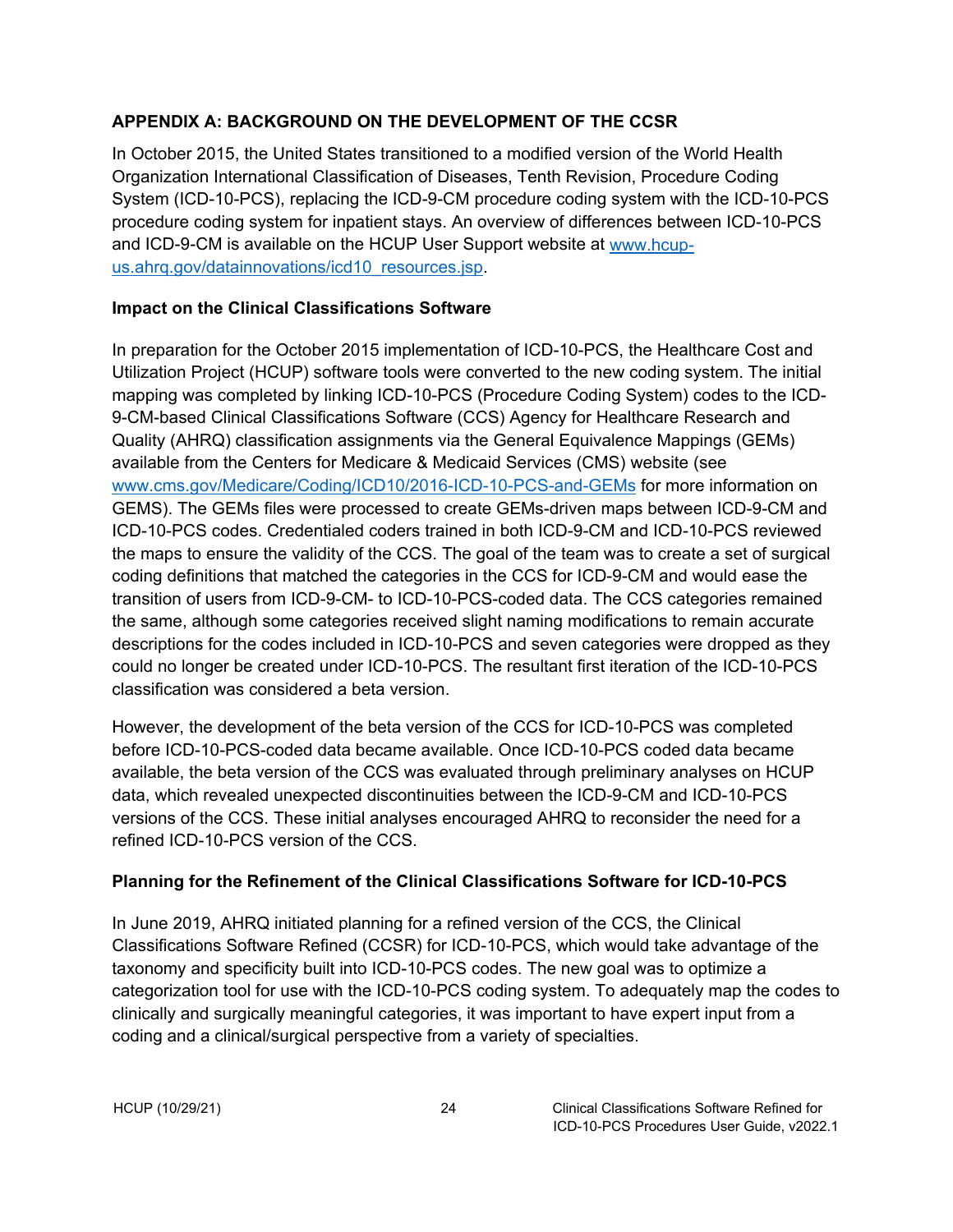## APPENDIX A: BACKGROUND ON THE DEVELOPMENT OF THE CCSR

In October 2015, the United States transitioned to a modified version of the World Health Organization International Classification of Diseases, Tenth Revision, Procedure Coding System (ICD-10-PCS), replacing the ICD-9-CM procedure coding system with the ICD-10-PCS procedure coding system for inpatient stays. An overview of differences between ICD-10-PCS and ICD-9-CM is available on the HCUP User Support website at [www.hcup-us.ahrq.gov/datainnovations/icd10_resources.jsp](www.hcup-us.ahrq.gov/datainnovations/icd10_resources.jsp).

### Impact on the Clinical Classifications Software

In preparation for the October 2015 implementation of ICD-10-PCS, the Healthcare Cost and Utilization Project (HCUP) software tools were converted to the new coding system. The initial mapping was completed by linking ICD-10-PCS (Procedure Coding System) codes to the ICD-9-CM-based Clinical Classifications Software (CCS) Agency for Healthcare Research and Quality (AHRQ) classification assignments via the General Equivalence Mappings (GEMs) available from the Centers for Medicare & Medicaid Services (CMS) website (see [www.cms.gov/Medicare/Coding/ICD10/2016-ICD-10-PCS-and-GEMs](www.cms.gov/Medicare/Coding/ICD10/2016-ICD-10-PCS-and-GEMs) for more information on GEMS). The GEMs files were processed to create GEMs-driven maps between ICD-9-CM and ICD-10-PCS codes. Credentialed coders trained in both ICD-9-CM and ICD-10-PCS reviewed the maps to ensure the validity of the CCS. The goal of the team was to create a set of surgical coding definitions that matched the categories in the CCS for ICD-9-CM and would ease the transition of users from ICD-9-CM- to ICD-10-PCS-coded data. The CCS categories remained the same, although some categories received slight naming modifications to remain accurate descriptions for the codes included in ICD-10-PCS and seven categories were dropped as they could no longer be created under ICD-10-PCS. The resultant first iteration of the ICD-10-PCS classification was considered a beta version.

However, the development of the beta version of the CCS for ICD-10-PCS was completed before ICD-10-PCS-coded data became available. Once ICD-10-PCS coded data became available, the beta version of the CCS was evaluated through preliminary analyses on HCUP data, which revealed unexpected discontinuities between the ICD-9-CM and ICD-10-PCS versions of the CCS. These initial analyses encouraged AHRQ to reconsider the need for a refined ICD-10-PCS version of the CCS.

### Planning for the Refinement of the Clinical Classifications Software for ICD-10-PCS

In June 2019, AHRQ initiated planning for a refined version of the CCS, the Clinical Classifications Software Refined (CCSR) for ICD-10-PCS, which would take advantage of the taxonomy and specificity built into ICD-10-PCS codes. The new goal was to optimize a categorization tool for use with the ICD-10-PCS coding system. To adequately map the codes to clinically and surgically meaningful categories, it was important to have expert input from a coding and a clinical/surgical perspective from a variety of specialties.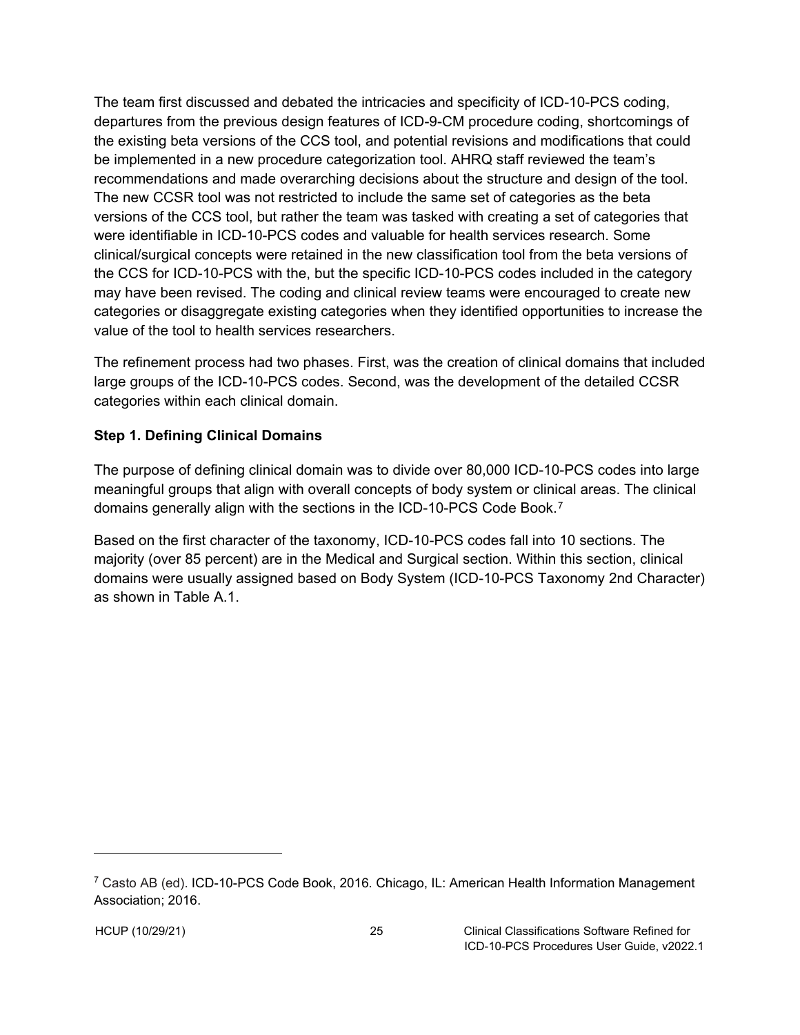The team first discussed and debated the intricacies and specificity of ICD-10-PCS coding, departures from the previous design features of ICD-9-CM procedure coding, shortcomings of the existing beta versions of the CCS tool, and potential revisions and modifications that could be implemented in a new procedure categorization tool. AHRQ staff reviewed the team's recommendations and made overarching decisions about the structure and design of the tool. The new CCSR tool was not restricted to include the same set of categories as the beta versions of the CCS tool, but rather the team was tasked with creating a set of categories that were identifiable in ICD-10-PCS codes and valuable for health services research. Some clinical/surgical concepts were retained in the new classification tool from the beta versions of the CCS for ICD-10-PCS with the, but the specific ICD-10-PCS codes included in the category may have been revised. The coding and clinical review teams were encouraged to create new categories or disaggregate existing categories when they identified opportunities to increase the value of the tool to health services researchers.

The refinement process had two phases. First, was the creation of clinical domains that included large groups of the ICD-10-PCS codes. Second, was the development of the detailed CCSR categories within each clinical domain.

### Step 1. Defining Clinical Domains

The purpose of defining clinical domain was to divide over 80,000 ICD-10-PCS codes into large meaningful groups that align with overall concepts of body system or clinical areas. The clinical domains generally align with the sections in the ICD-10-PCS Code Book.[7]

Based on the first character of the taxonomy, ICD-10-PCS codes fall into 10 sections. The majority (over 85 percent) are in the Medical and Surgical section. Within this section, clinical domains were usually assigned based on Body System (ICD-10-PCS Taxonomy 2nd Character) as shown in Table A.1.

---

[7] Casto AB (ed). ICD-10-PCS Code Book, 2016. Chicago, IL: American Health Information Management Association; 2016.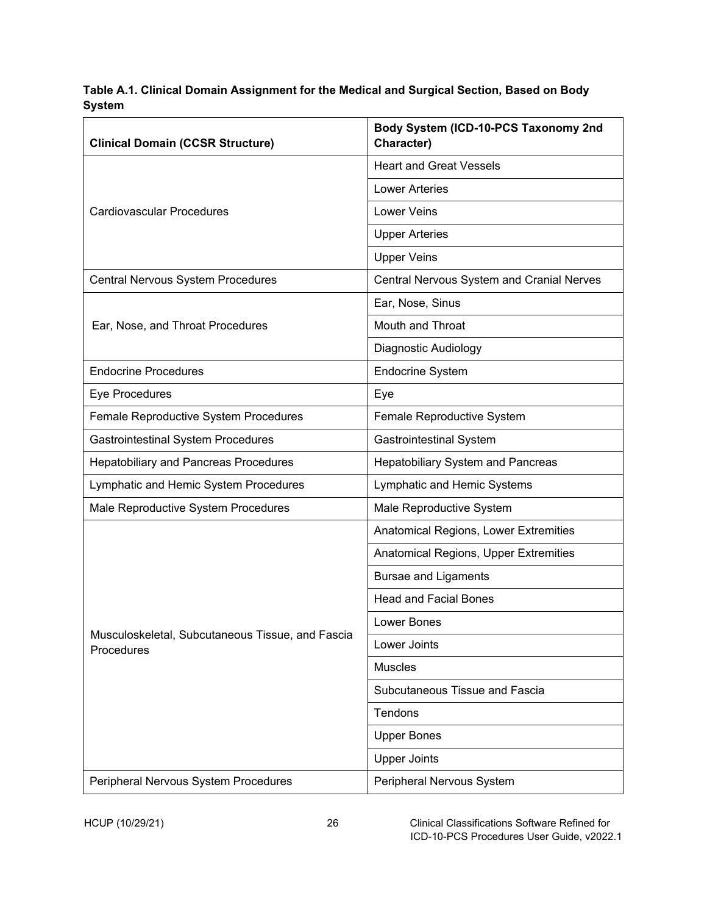**Table A.1. Clinical Domain Assignment for the Medical and Surgical Section, Based on Body System**

| Clinical Domain (CCSR Structure) | Body System (ICD-10-PCS Taxonomy 2nd Character) |
|---|---|
| Cardiovascular Procedures | Heart and Great Vessels |
| | Lower Arteries |
| | Lower Veins |
| | Upper Arteries |
| | Upper Veins |
| Central Nervous System Procedures | Central Nervous System and Cranial Nerves |
| Ear, Nose, and Throat Procedures | Ear, Nose, Sinus |
| | Mouth and Throat |
| | Diagnostic Audiology |
| Endocrine Procedures | Endocrine System |
| Eye Procedures | Eye |
| Female Reproductive System Procedures | Female Reproductive System |
| Gastrointestinal System Procedures | Gastrointestinal System |
| Hepatobiliary and Pancreas Procedures | Hepatobiliary System and Pancreas |
| Lymphatic and Hemic System Procedures | Lymphatic and Hemic Systems |
| Male Reproductive System Procedures | Male Reproductive System |
| Musculoskeletal, Subcutaneous Tissue, and Fascia Procedures | Anatomical Regions, Lower Extremities |
| | Anatomical Regions, Upper Extremities |
| | Bursae and Ligaments |
| | Head and Facial Bones |
| | Lower Bones |
| | Lower Joints |
| | Muscles |
| | Subcutaneous Tissue and Fascia |
| | Tendons |
| | Upper Bones |
| | Upper Joints |
| Peripheral Nervous System Procedures | Peripheral Nervous System |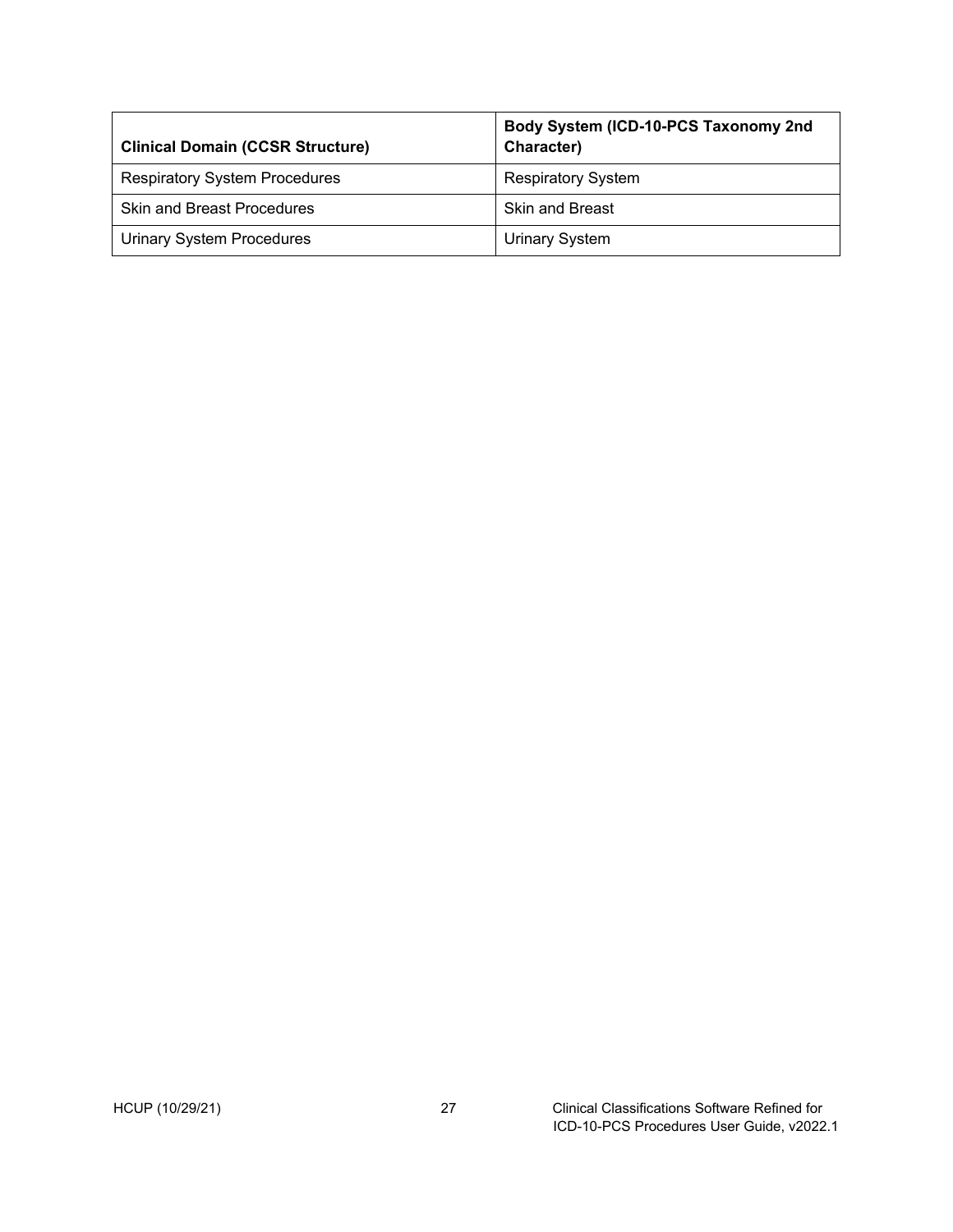| Clinical Domain (CCSR Structure) | Body System (ICD-10-PCS Taxonomy 2nd Character) |
|---|---|
| Respiratory System Procedures | Respiratory System |
| Skin and Breast Procedures | Skin and Breast |
| Urinary System Procedures | Urinary System |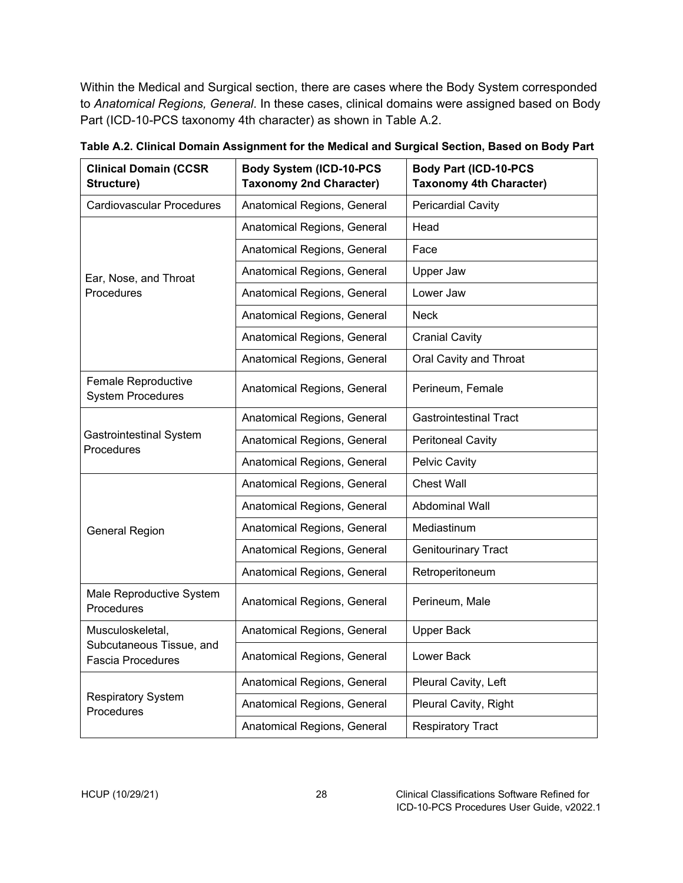Within the Medical and Surgical section, there are cases where the Body System corresponded to *Anatomical Regions, General*. In these cases, clinical domains were assigned based on Body Part (ICD-10-PCS taxonomy 4th character) as shown in Table A.2.

**Table A.2. Clinical Domain Assignment for the Medical and Surgical Section, Based on Body Part**

| Clinical Domain (CCSR Structure) | Body System (ICD-10-PCS Taxonomy 2nd Character) | Body Part (ICD-10-PCS Taxonomy 4th Character) |
|---|---|---|
| Cardiovascular Procedures | Anatomical Regions, General | Pericardial Cavity |
| Ear, Nose, and Throat Procedures | Anatomical Regions, General | Head |
| | Anatomical Regions, General | Face |
| | Anatomical Regions, General | Upper Jaw |
| | Anatomical Regions, General | Lower Jaw |
| | Anatomical Regions, General | Neck |
| | Anatomical Regions, General | Cranial Cavity |
| | Anatomical Regions, General | Oral Cavity and Throat |
| Female Reproductive System Procedures | Anatomical Regions, General | Perineum, Female |
| Gastrointestinal System Procedures | Anatomical Regions, General | Gastrointestinal Tract |
| | Anatomical Regions, General | Peritoneal Cavity |
| | Anatomical Regions, General | Pelvic Cavity |
| General Region | Anatomical Regions, General | Chest Wall |
| | Anatomical Regions, General | Abdominal Wall |
| | Anatomical Regions, General | Mediastinum |
| | Anatomical Regions, General | Genitourinary Tract |
| | Anatomical Regions, General | Retroperitoneum |
| Male Reproductive System Procedures | Anatomical Regions, General | Perineum, Male |
| Musculoskeletal, Subcutaneous Tissue, and Fascia Procedures | Anatomical Regions, General | Upper Back |
| | Anatomical Regions, General | Lower Back |
| Respiratory System Procedures | Anatomical Regions, General | Pleural Cavity, Left |
| | Anatomical Regions, General | Pleural Cavity, Right |
| | Anatomical Regions, General | Respiratory Tract |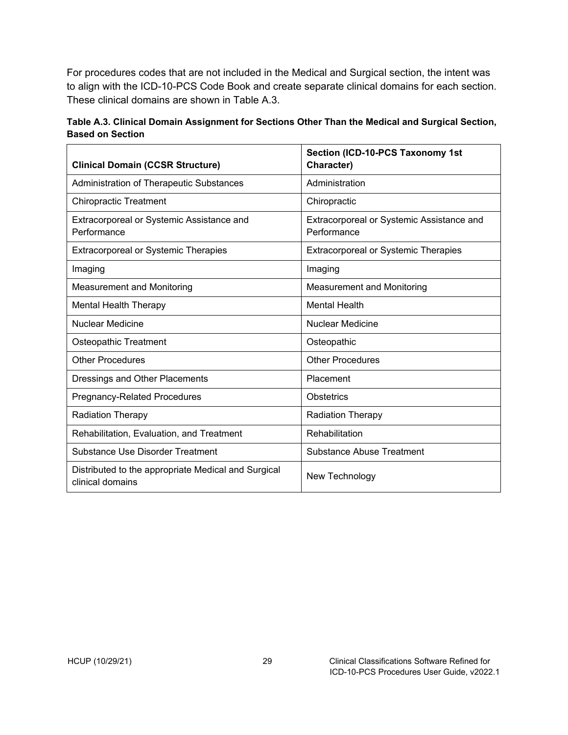For procedures codes that are not included in the Medical and Surgical section, the intent was to align with the ICD-10-PCS Code Book and create separate clinical domains for each section. These clinical domains are shown in Table A.3.

**Table A.3. Clinical Domain Assignment for Sections Other Than the Medical and Surgical Section, Based on Section**

| Clinical Domain (CCSR Structure) | Section (ICD-10-PCS Taxonomy 1st Character) |
|---|---|
| Administration of Therapeutic Substances | Administration |
| Chiropractic Treatment | Chiropractic |
| Extracorporeal or Systemic Assistance and Performance | Extracorporeal or Systemic Assistance and Performance |
| Extracorporeal or Systemic Therapies | Extracorporeal or Systemic Therapies |
| Imaging | Imaging |
| Measurement and Monitoring | Measurement and Monitoring |
| Mental Health Therapy | Mental Health |
| Nuclear Medicine | Nuclear Medicine |
| Osteopathic Treatment | Osteopathic |
| Other Procedures | Other Procedures |
| Dressings and Other Placements | Placement |
| Pregnancy-Related Procedures | Obstetrics |
| Radiation Therapy | Radiation Therapy |
| Rehabilitation, Evaluation, and Treatment | Rehabilitation |
| Substance Use Disorder Treatment | Substance Abuse Treatment |
| Distributed to the appropriate Medical and Surgical clinical domains | New Technology |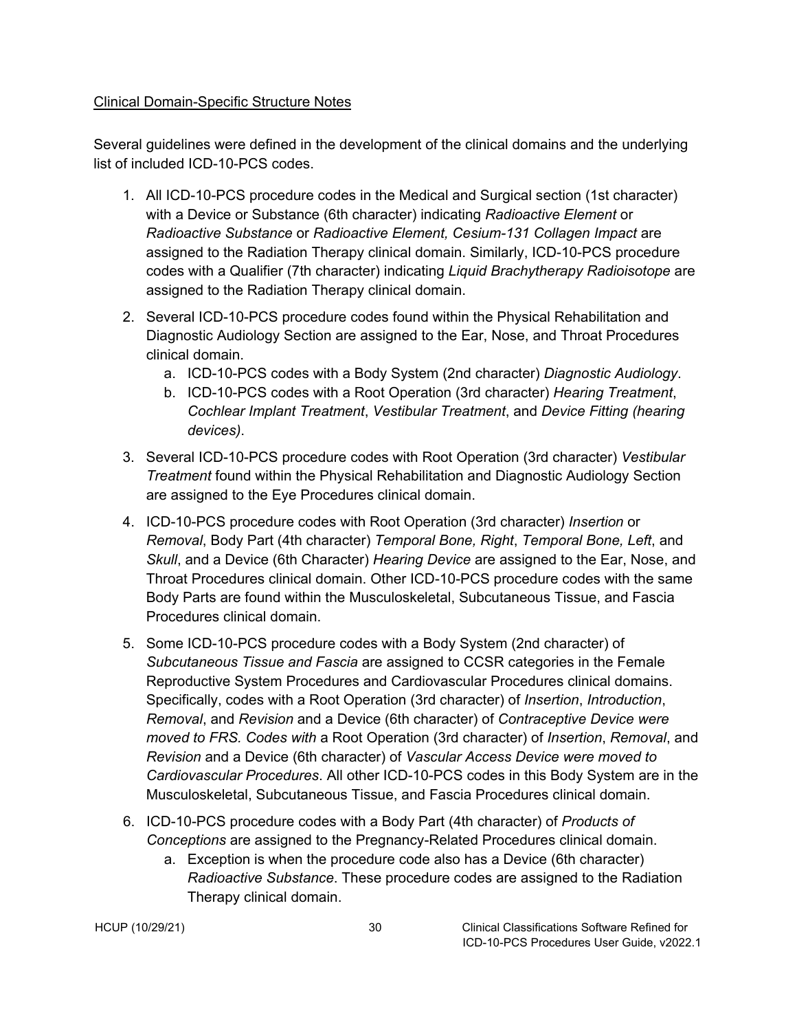<u>Clinical Domain-Specific Structure Notes</u>

Several guidelines were defined in the development of the clinical domains and the underlying list of included ICD-10-PCS codes.

1. All ICD-10-PCS procedure codes in the Medical and Surgical section (1st character) with a Device or Substance (6th character) indicating *Radioactive Element* or *Radioactive Substance* or *Radioactive Element, Cesium-131 Collagen Impact* are assigned to the Radiation Therapy clinical domain. Similarly, ICD-10-PCS procedure codes with a Qualifier (7th character) indicating *Liquid Brachytherapy Radioisotope* are assigned to the Radiation Therapy clinical domain.
2. Several ICD-10-PCS procedure codes found within the Physical Rehabilitation and Diagnostic Audiology Section are assigned to the Ear, Nose, and Throat Procedures clinical domain.
   a. ICD-10-PCS codes with a Body System (2nd character) *Diagnostic Audiology*.
   b. ICD-10-PCS codes with a Root Operation (3rd character) *Hearing Treatment*, *Cochlear Implant Treatment*, *Vestibular Treatment*, and *Device Fitting (hearing devices)*.
3. Several ICD-10-PCS procedure codes with Root Operation (3rd character) *Vestibular Treatment* found within the Physical Rehabilitation and Diagnostic Audiology Section are assigned to the Eye Procedures clinical domain.
4. ICD-10-PCS procedure codes with Root Operation (3rd character) *Insertion* or *Removal*, Body Part (4th character) *Temporal Bone, Right*, *Temporal Bone, Left*, and *Skull*, and a Device (6th Character) *Hearing Device* are assigned to the Ear, Nose, and Throat Procedures clinical domain. Other ICD-10-PCS procedure codes with the same Body Parts are found within the Musculoskeletal, Subcutaneous Tissue, and Fascia Procedures clinical domain.
5. Some ICD-10-PCS procedure codes with a Body System (2nd character) of *Subcutaneous Tissue and Fascia* are assigned to CCSR categories in the Female Reproductive System Procedures and Cardiovascular Procedures clinical domains. Specifically, codes with a Root Operation (3rd character) of *Insertion*, *Introduction*, *Removal*, and *Revision* and a Device (6th character) of *Contraceptive Device were moved to FRS. Codes with* a Root Operation (3rd character) of *Insertion*, *Removal*, and *Revision* and a Device (6th character) of *Vascular Access Device were moved to Cardiovascular Procedures*. All other ICD-10-PCS codes in this Body System are in the Musculoskeletal, Subcutaneous Tissue, and Fascia Procedures clinical domain.
6. ICD-10-PCS procedure codes with a Body Part (4th character) of *Products of Conceptions* are assigned to the Pregnancy-Related Procedures clinical domain.
   a. Exception is when the procedure code also has a Device (6th character) *Radioactive Substance*. These procedure codes are assigned to the Radiation Therapy clinical domain.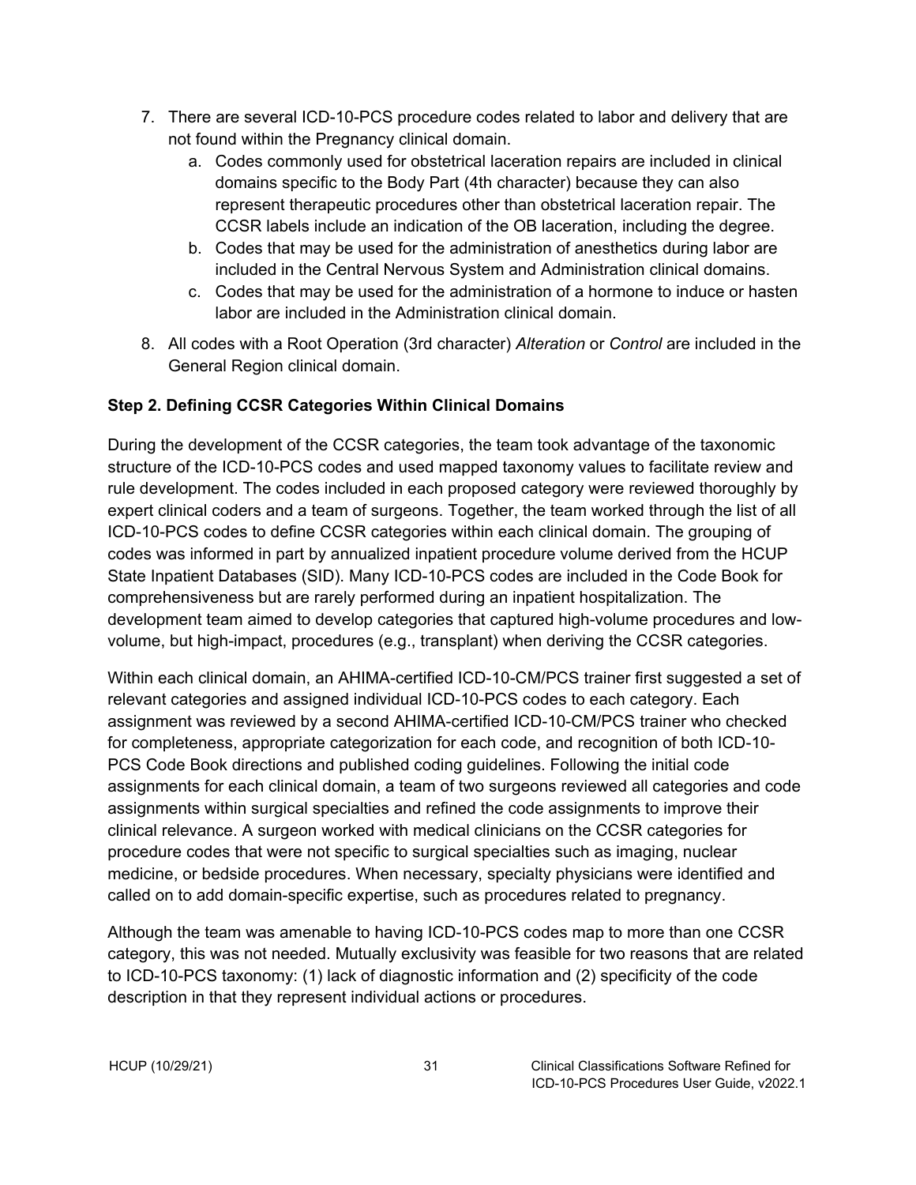7. There are several ICD-10-PCS procedure codes related to labor and delivery that are not found within the Pregnancy clinical domain.
   a. Codes commonly used for obstetrical laceration repairs are included in clinical domains specific to the Body Part (4th character) because they can also represent therapeutic procedures other than obstetrical laceration repair. The CCSR labels include an indication of the OB laceration, including the degree.
   b. Codes that may be used for the administration of anesthetics during labor are included in the Central Nervous System and Administration clinical domains.
   c. Codes that may be used for the administration of a hormone to induce or hasten labor are included in the Administration clinical domain.
8. All codes with a Root Operation (3rd character) *Alteration* or *Control* are included in the General Region clinical domain.

### Step 2. Defining CCSR Categories Within Clinical Domains

During the development of the CCSR categories, the team took advantage of the taxonomic structure of the ICD-10-PCS codes and used mapped taxonomy values to facilitate review and rule development. The codes included in each proposed category were reviewed thoroughly by expert clinical coders and a team of surgeons. Together, the team worked through the list of all ICD-10-PCS codes to define CCSR categories within each clinical domain. The grouping of codes was informed in part by annualized inpatient procedure volume derived from the HCUP State Inpatient Databases (SID). Many ICD-10-PCS codes are included in the Code Book for comprehensiveness but are rarely performed during an inpatient hospitalization. The development team aimed to develop categories that captured high-volume procedures and low-volume, but high-impact, procedures (e.g., transplant) when deriving the CCSR categories.

Within each clinical domain, an AHIMA-certified ICD-10-CM/PCS trainer first suggested a set of relevant categories and assigned individual ICD-10-PCS codes to each category. Each assignment was reviewed by a second AHIMA-certified ICD-10-CM/PCS trainer who checked for completeness, appropriate categorization for each code, and recognition of both ICD-10-PCS Code Book directions and published coding guidelines. Following the initial code assignments for each clinical domain, a team of two surgeons reviewed all categories and code assignments within surgical specialties and refined the code assignments to improve their clinical relevance. A surgeon worked with medical clinicians on the CCSR categories for procedure codes that were not specific to surgical specialties such as imaging, nuclear medicine, or bedside procedures. When necessary, specialty physicians were identified and called on to add domain-specific expertise, such as procedures related to pregnancy.

Although the team was amenable to having ICD-10-PCS codes map to more than one CCSR category, this was not needed. Mutually exclusivity was feasible for two reasons that are related to ICD-10-PCS taxonomy: (1) lack of diagnostic information and (2) specificity of the code description in that they represent individual actions or procedures.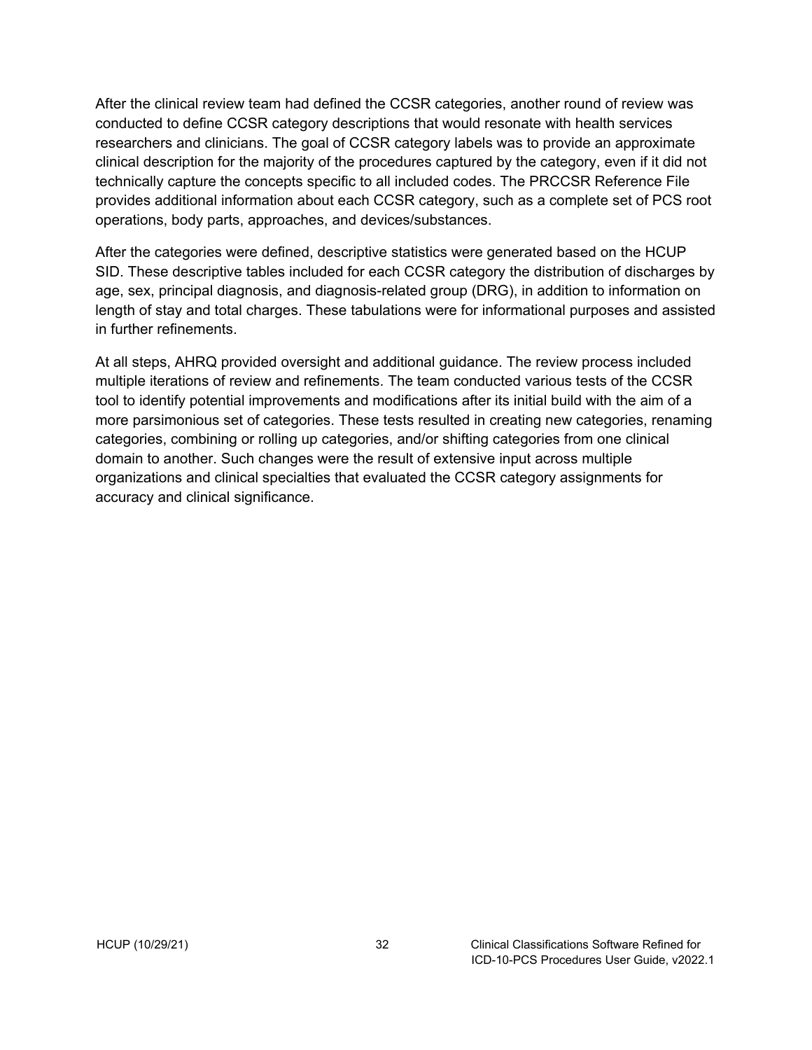After the clinical review team had defined the CCSR categories, another round of review was conducted to define CCSR category descriptions that would resonate with health services researchers and clinicians. The goal of CCSR category labels was to provide an approximate clinical description for the majority of the procedures captured by the category, even if it did not technically capture the concepts specific to all included codes. The PRCCSR Reference File provides additional information about each CCSR category, such as a complete set of PCS root operations, body parts, approaches, and devices/substances.

After the categories were defined, descriptive statistics were generated based on the HCUP SID. These descriptive tables included for each CCSR category the distribution of discharges by age, sex, principal diagnosis, and diagnosis-related group (DRG), in addition to information on length of stay and total charges. These tabulations were for informational purposes and assisted in further refinements.

At all steps, AHRQ provided oversight and additional guidance. The review process included multiple iterations of review and refinements. The team conducted various tests of the CCSR tool to identify potential improvements and modifications after its initial build with the aim of a more parsimonious set of categories. These tests resulted in creating new categories, renaming categories, combining or rolling up categories, and/or shifting categories from one clinical domain to another. Such changes were the result of extensive input across multiple organizations and clinical specialties that evaluated the CCSR category assignments for accuracy and clinical significance.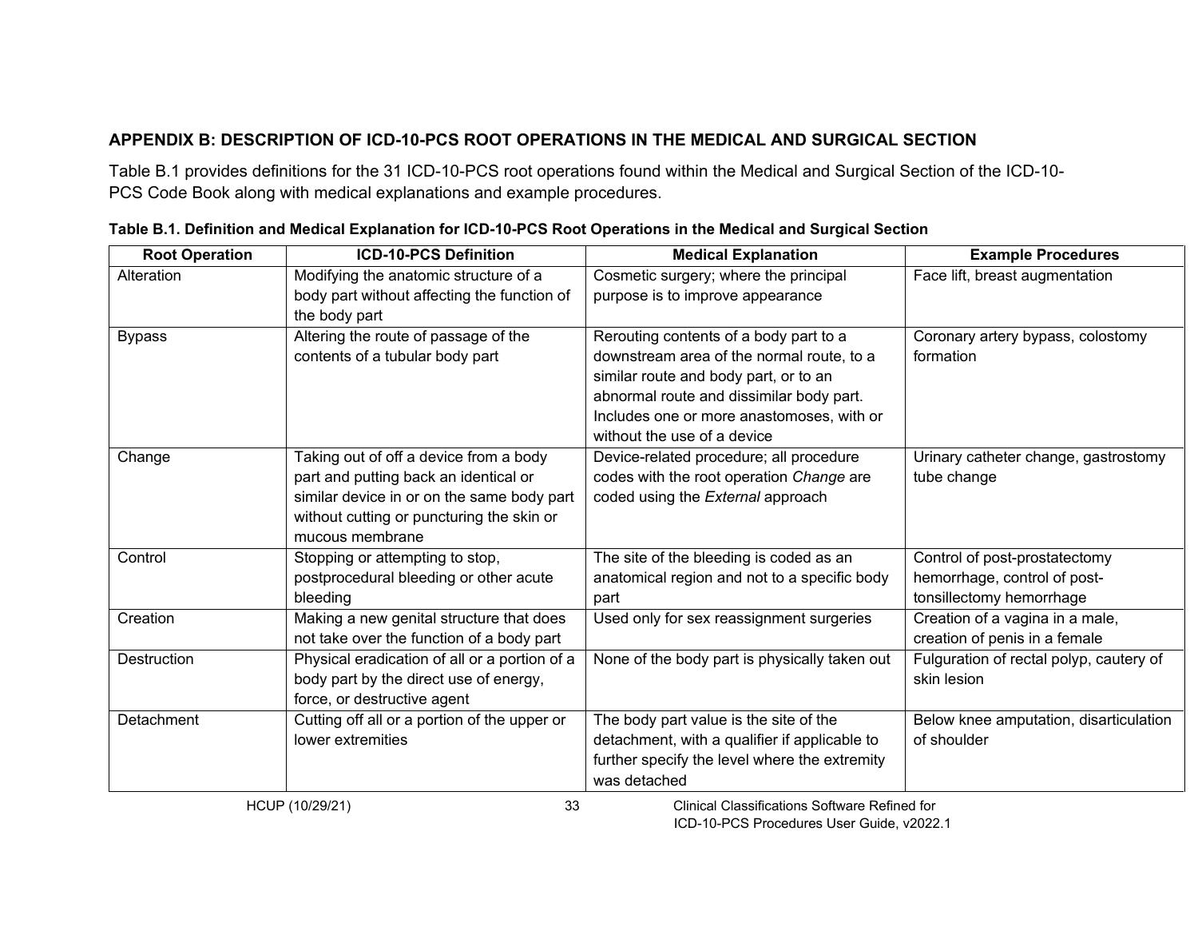## APPENDIX B: DESCRIPTION OF ICD-10-PCS ROOT OPERATIONS IN THE MEDICAL AND SURGICAL SECTION

Table B.1 provides definitions for the 31 ICD-10-PCS root operations found within the Medical and Surgical Section of the ICD-10-PCS Code Book along with medical explanations and example procedures.

**Table B.1. Definition and Medical Explanation for ICD-10-PCS Root Operations in the Medical and Surgical Section**

| Root Operation | ICD-10-PCS Definition | Medical Explanation | Example Procedures |
|---|---|---|---|
| Alteration | Modifying the anatomic structure of a body part without affecting the function of the body part | Cosmetic surgery; where the principal purpose is to improve appearance | Face lift, breast augmentation |
| Bypass | Altering the route of passage of the contents of a tubular body part | Rerouting contents of a body part to a downstream area of the normal route, to a similar route and body part, or to an abnormal route and dissimilar body part. Includes one or more anastomoses, with or without the use of a device | Coronary artery bypass, colostomy formation |
| Change | Taking out of off a device from a body part and putting back an identical or similar device in or on the same body part without cutting or puncturing the skin or mucous membrane | Device-related procedure; all procedure codes with the root operation *Change* are coded using the *External* approach | Urinary catheter change, gastrostomy tube change |
| Control | Stopping or attempting to stop, postprocedural bleeding or other acute bleeding | The site of the bleeding is coded as an anatomical region and not to a specific body part | Control of post-prostatectomy hemorrhage, control of post-tonsillectomy hemorrhage |
| Creation | Making a new genital structure that does not take over the function of a body part | Used only for sex reassignment surgeries | Creation of a vagina in a male, creation of penis in a female |
| Destruction | Physical eradication of all or a portion of a body part by the direct use of energy, force, or destructive agent | None of the body part is physically taken out | Fulguration of rectal polyp, cautery of skin lesion |
| Detachment | Cutting off all or a portion of the upper or lower extremities | The body part value is the site of the detachment, with a qualifier if applicable to further specify the level where the extremity was detached | Below knee amputation, disarticulation of shoulder |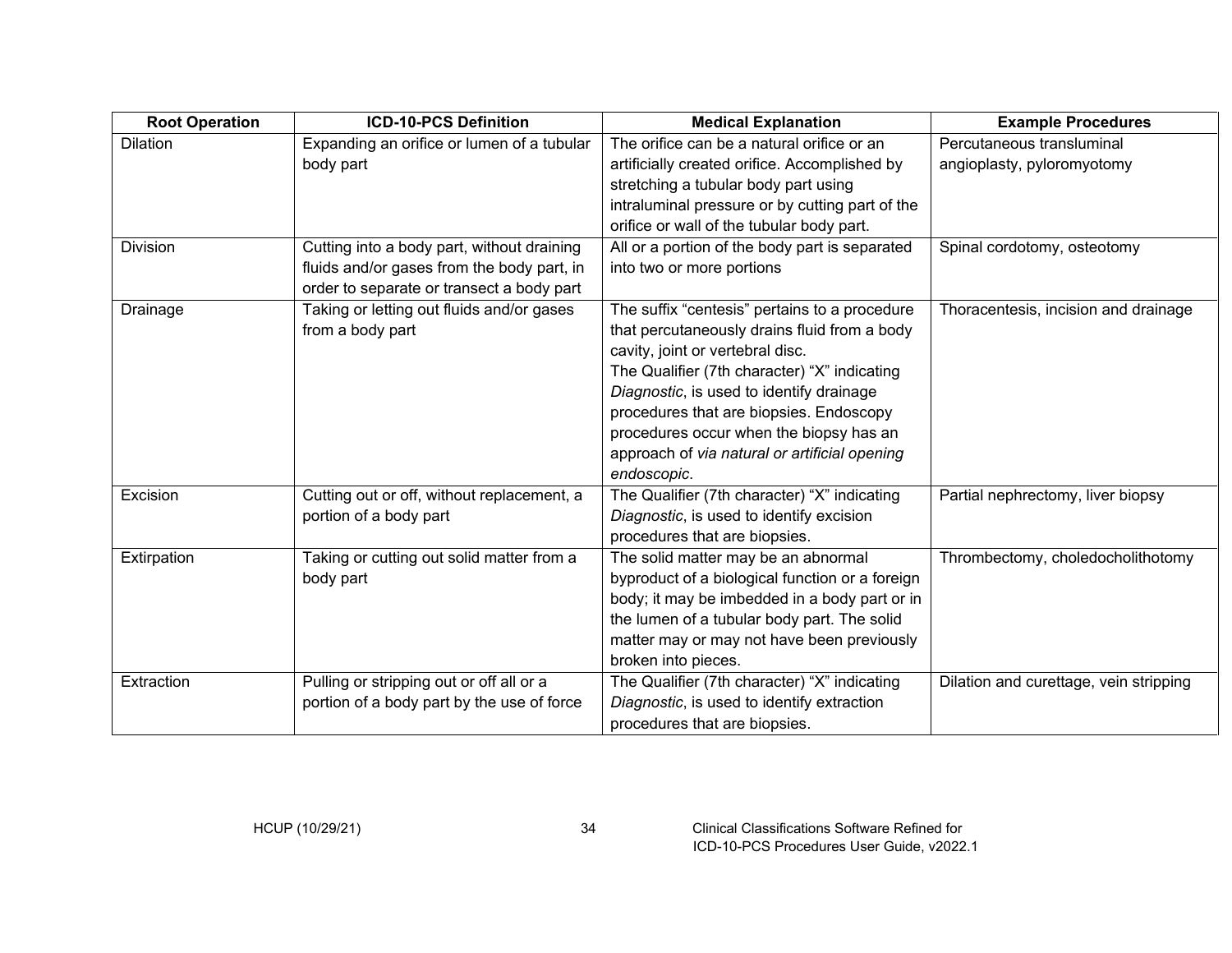| Root Operation | ICD-10-PCS Definition | Medical Explanation | Example Procedures |
|---|---|---|---|
| Dilation | Expanding an orifice or lumen of a tubular body part | The orifice can be a natural orifice or an artificially created orifice. Accomplished by stretching a tubular body part using intraluminal pressure or by cutting part of the orifice or wall of the tubular body part. | Percutaneous transluminal angioplasty, pyloromyotomy |
| Division | Cutting into a body part, without draining fluids and/or gases from the body part, in order to separate or transect a body part | All or a portion of the body part is separated into two or more portions | Spinal cordotomy, osteotomy |
| Drainage | Taking or letting out fluids and/or gases from a body part | The suffix "centesis" pertains to a procedure that percutaneously drains fluid from a body cavity, joint or vertebral disc.<br>The Qualifier (7th character) "X" indicating *Diagnostic*, is used to identify drainage procedures that are biopsies. Endoscopy procedures occur when the biopsy has an approach of *via natural or artificial opening endoscopic*. | Thoracentesis, incision and drainage |
| Excision | Cutting out or off, without replacement, a portion of a body part | The Qualifier (7th character) "X" indicating *Diagnostic*, is used to identify excision procedures that are biopsies. | Partial nephrectomy, liver biopsy |
| Extirpation | Taking or cutting out solid matter from a body part | The solid matter may be an abnormal byproduct of a biological function or a foreign body; it may be imbedded in a body part or in the lumen of a tubular body part. The solid matter may or may not have been previously broken into pieces. | Thrombectomy, choledocholithotomy |
| Extraction | Pulling or stripping out or off all or a portion of a body part by the use of force | The Qualifier (7th character) "X" indicating *Diagnostic*, is used to identify extraction procedures that are biopsies. | Dilation and curettage, vein stripping |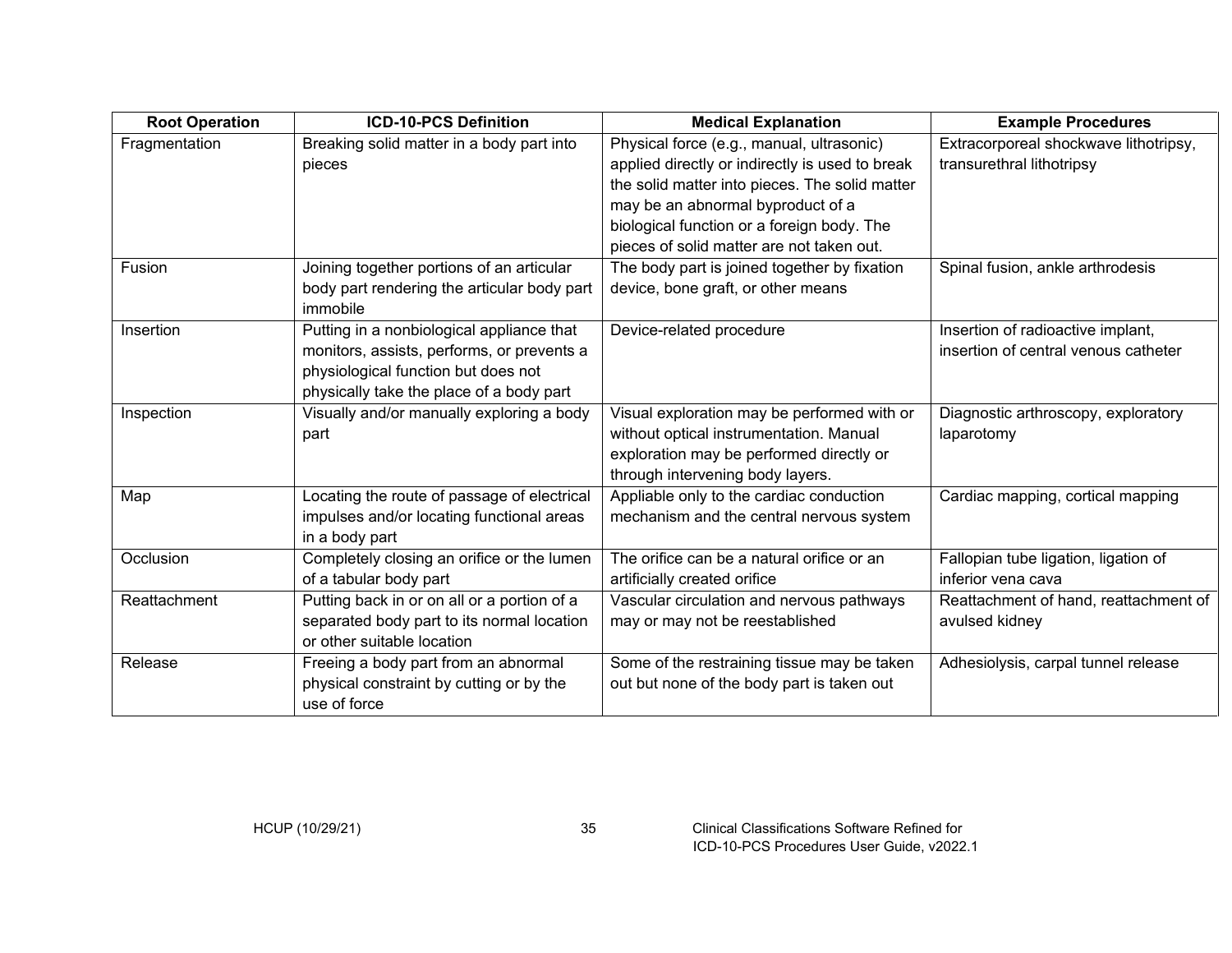| Root Operation | ICD-10-PCS Definition | Medical Explanation | Example Procedures |
|---|---|---|---|
| Fragmentation | Breaking solid matter in a body part into pieces | Physical force (e.g., manual, ultrasonic) applied directly or indirectly is used to break the solid matter into pieces. The solid matter may be an abnormal byproduct of a biological function or a foreign body. The pieces of solid matter are not taken out. | Extracorporeal shockwave lithotripsy, transurethral lithotripsy |
| Fusion | Joining together portions of an articular body part rendering the articular body part immobile | The body part is joined together by fixation device, bone graft, or other means | Spinal fusion, ankle arthrodesis |
| Insertion | Putting in a nonbiological appliance that monitors, assists, performs, or prevents a physiological function but does not physically take the place of a body part | Device-related procedure | Insertion of radioactive implant, insertion of central venous catheter |
| Inspection | Visually and/or manually exploring a body part | Visual exploration may be performed with or without optical instrumentation. Manual exploration may be performed directly or through intervening body layers. | Diagnostic arthroscopy, exploratory laparotomy |
| Map | Locating the route of passage of electrical impulses and/or locating functional areas in a body part | Appliable only to the cardiac conduction mechanism and the central nervous system | Cardiac mapping, cortical mapping |
| Occlusion | Completely closing an orifice or the lumen of a tabular body part | The orifice can be a natural orifice or an artificially created orifice | Fallopian tube ligation, ligation of inferior vena cava |
| Reattachment | Putting back in or on all or a portion of a separated body part to its normal location or other suitable location | Vascular circulation and nervous pathways may or may not be reestablished | Reattachment of hand, reattachment of avulsed kidney |
| Release | Freeing a body part from an abnormal physical constraint by cutting or by the use of force | Some of the restraining tissue may be taken out but none of the body part is taken out | Adhesiolysis, carpal tunnel release |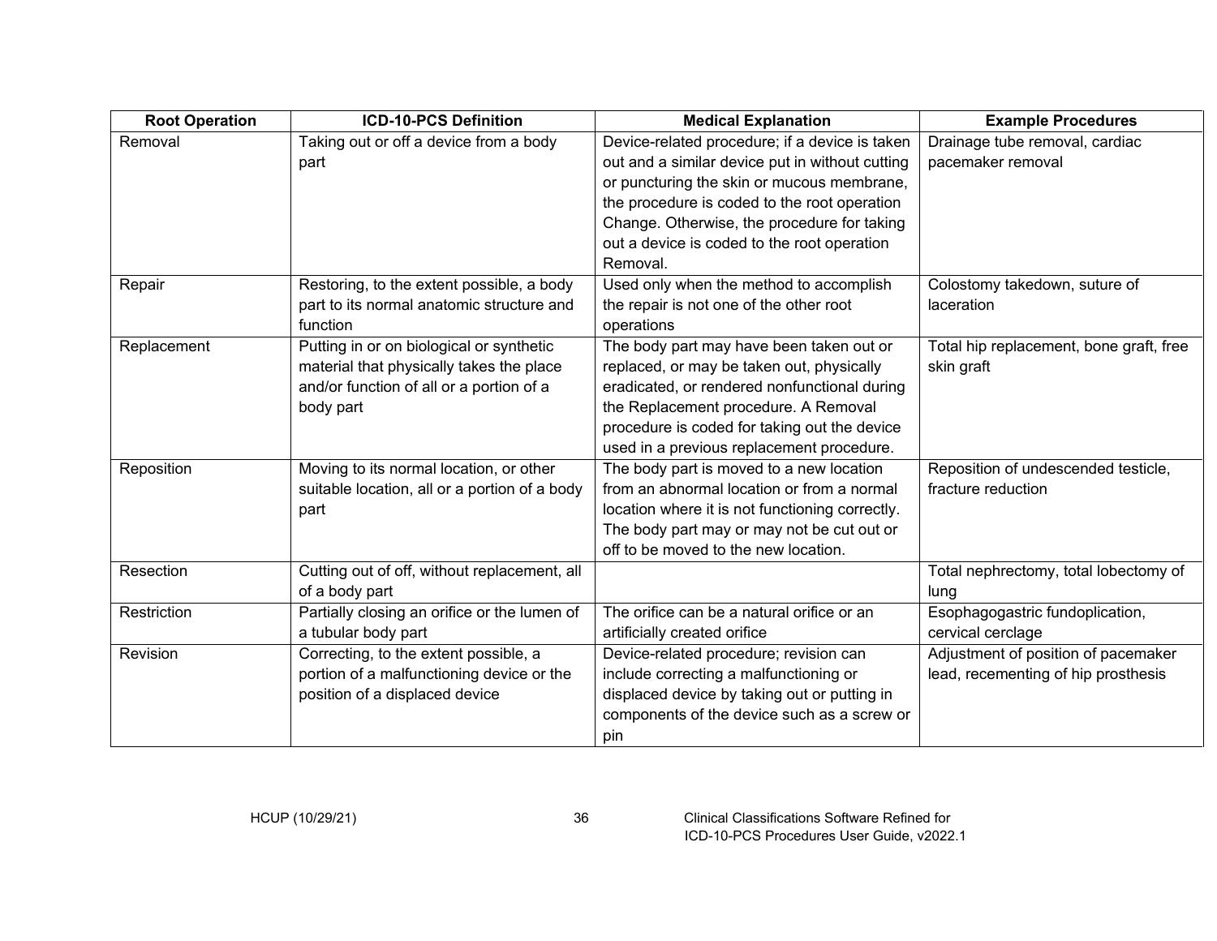| Root Operation | ICD-10-PCS Definition | Medical Explanation | Example Procedures |
|---|---|---|---|
| Removal | Taking out or off a device from a body part | Device-related procedure; if a device is taken out and a similar device put in without cutting or puncturing the skin or mucous membrane, the procedure is coded to the root operation Change. Otherwise, the procedure for taking out a device is coded to the root operation Removal. | Drainage tube removal, cardiac pacemaker removal |
| Repair | Restoring, to the extent possible, a body part to its normal anatomic structure and function | Used only when the method to accomplish the repair is not one of the other root operations | Colostomy takedown, suture of laceration |
| Replacement | Putting in or on biological or synthetic material that physically takes the place and/or function of all or a portion of a body part | The body part may have been taken out or replaced, or may be taken out, physically eradicated, or rendered nonfunctional during the Replacement procedure. A Removal procedure is coded for taking out the device used in a previous replacement procedure. | Total hip replacement, bone graft, free skin graft |
| Reposition | Moving to its normal location, or other suitable location, all or a portion of a body part | The body part is moved to a new location from an abnormal location or from a normal location where it is not functioning correctly. The body part may or may not be cut out or off to be moved to the new location. | Reposition of undescended testicle, fracture reduction |
| Resection | Cutting out of off, without replacement, all of a body part | | Total nephrectomy, total lobectomy of lung |
| Restriction | Partially closing an orifice or the lumen of a tubular body part | The orifice can be a natural orifice or an artificially created orifice | Esophagogastric fundoplication, cervical cerclage |
| Revision | Correcting, to the extent possible, a portion of a malfunctioning device or the position of a displaced device | Device-related procedure; revision can include correcting a malfunctioning or displaced device by taking out or putting in components of the device such as a screw or pin | Adjustment of position of pacemaker lead, recementing of hip prosthesis |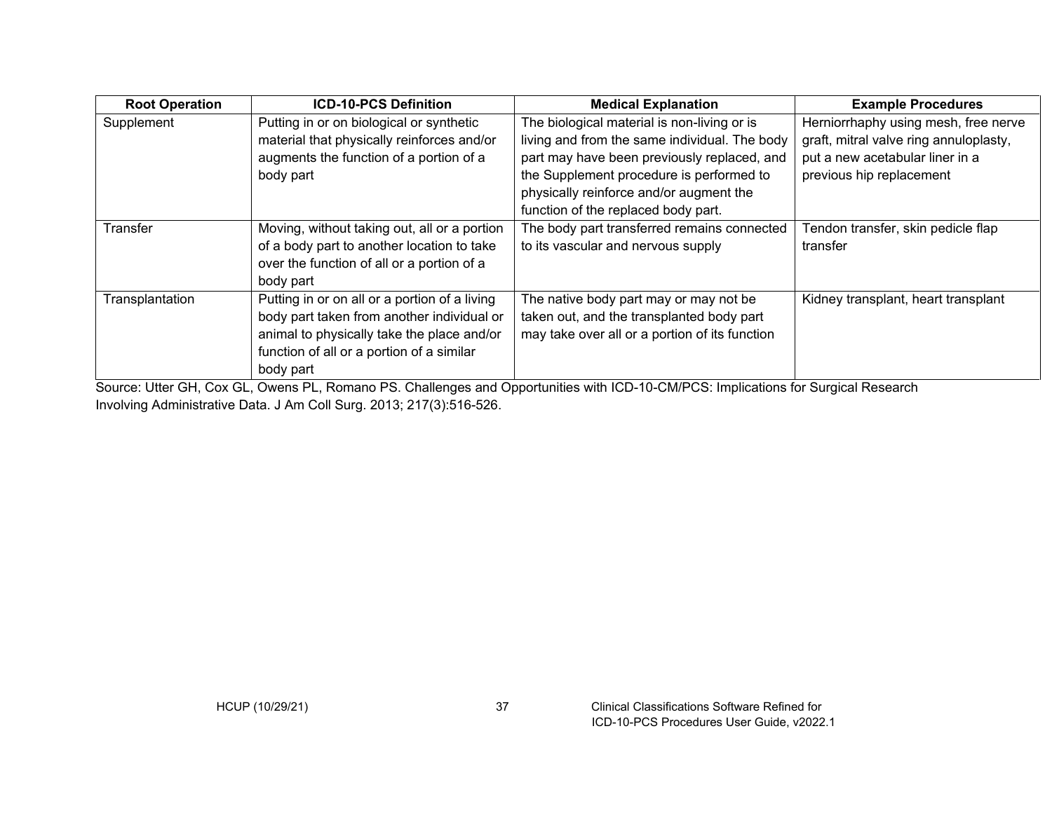| Root Operation | ICD-10-PCS Definition | Medical Explanation | Example Procedures |
|---|---|---|---|
| Supplement | Putting in or on biological or synthetic material that physically reinforces and/or augments the function of a portion of a body part | The biological material is non-living or is living and from the same individual. The body part may have been previously replaced, and the Supplement procedure is performed to physically reinforce and/or augment the function of the replaced body part. | Herniorrhaphy using mesh, free nerve graft, mitral valve ring annuloplasty, put a new acetabular liner in a previous hip replacement |
| Transfer | Moving, without taking out, all or a portion of a body part to another location to take over the function of all or a portion of a body part | The body part transferred remains connected to its vascular and nervous supply | Tendon transfer, skin pedicle flap transfer |
| Transplantation | Putting in or on all or a portion of a living body part taken from another individual or animal to physically take the place and/or function of all or a portion of a similar body part | The native body part may or may not be taken out, and the transplanted body part may take over all or a portion of its function | Kidney transplant, heart transplant |

Source: Utter GH, Cox GL, Owens PL, Romano PS. Challenges and Opportunities with ICD-10-CM/PCS: Implications for Surgical Research Involving Administrative Data. J Am Coll Surg. 2013; 217(3):516-526.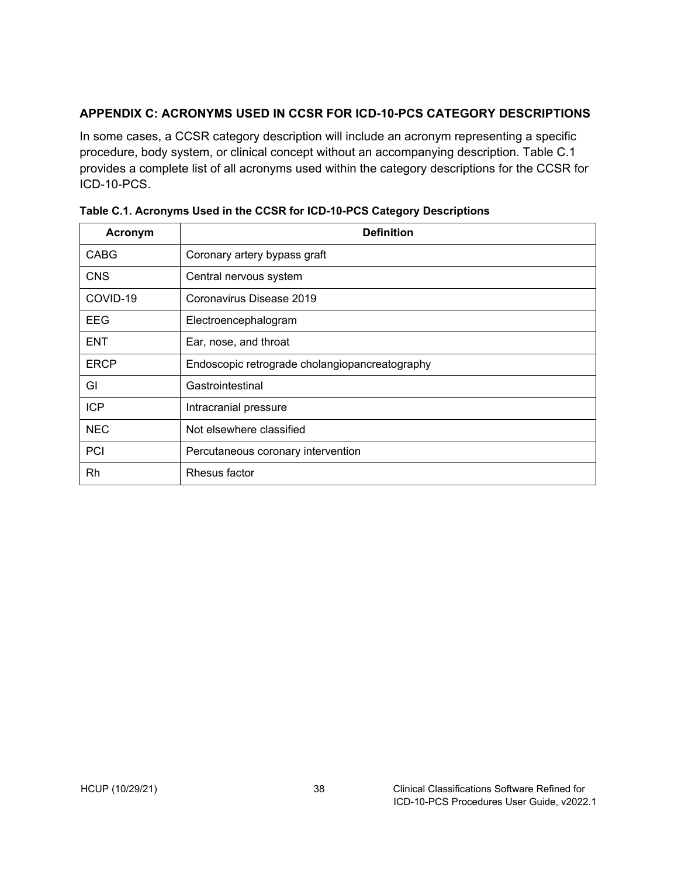## APPENDIX C: ACRONYMS USED IN CCSR FOR ICD-10-PCS CATEGORY DESCRIPTIONS

In some cases, a CCSR category description will include an acronym representing a specific procedure, body system, or clinical concept without an accompanying description. Table C.1 provides a complete list of all acronyms used within the category descriptions for the CCSR for ICD-10-PCS.

**Table C.1. Acronyms Used in the CCSR for ICD-10-PCS Category Descriptions**

| Acronym | Definition |
|---|---|
| CABG | Coronary artery bypass graft |
| CNS | Central nervous system |
| COVID-19 | Coronavirus Disease 2019 |
| EEG | Electroencephalogram |
| ENT | Ear, nose, and throat |
| ERCP | Endoscopic retrograde cholangiopancreatography |
| GI | Gastrointestinal |
| ICP | Intracranial pressure |
| NEC | Not elsewhere classified |
| PCI | Percutaneous coronary intervention |
| Rh | Rhesus factor |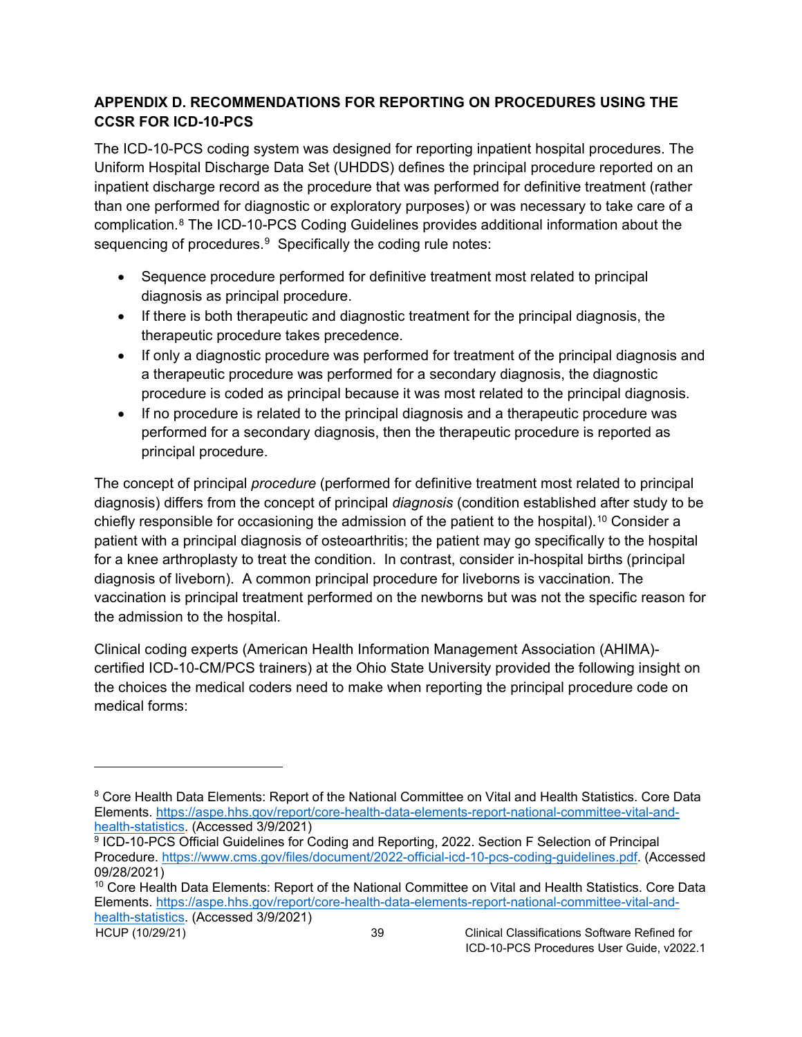## APPENDIX D. RECOMMENDATIONS FOR REPORTING ON PROCEDURES USING THE CCSR FOR ICD-10-PCS

The ICD-10-PCS coding system was designed for reporting inpatient hospital procedures. The Uniform Hospital Discharge Data Set (UHDDS) defines the principal procedure reported on an inpatient discharge record as the procedure that was performed for definitive treatment (rather than one performed for diagnostic or exploratory purposes) or was necessary to take care of a complication.[8] The ICD-10-PCS Coding Guidelines provides additional information about the sequencing of procedures.[9] Specifically the coding rule notes:

- Sequence procedure performed for definitive treatment most related to principal diagnosis as principal procedure.
- If there is both therapeutic and diagnostic treatment for the principal diagnosis, the therapeutic procedure takes precedence.
- If only a diagnostic procedure was performed for treatment of the principal diagnosis and a therapeutic procedure was performed for a secondary diagnosis, the diagnostic procedure is coded as principal because it was most related to the principal diagnosis.
- If no procedure is related to the principal diagnosis and a therapeutic procedure was performed for a secondary diagnosis, then the therapeutic procedure is reported as principal procedure.

The concept of principal *procedure* (performed for definitive treatment most related to principal diagnosis) differs from the concept of principal *diagnosis* (condition established after study to be chiefly responsible for occasioning the admission of the patient to the hospital).[10] Consider a patient with a principal diagnosis of osteoarthritis; the patient may go specifically to the hospital for a knee arthroplasty to treat the condition. In contrast, consider in-hospital births (principal diagnosis of liveborn). A common principal procedure for liveborns is vaccination. The vaccination is principal treatment performed on the newborns but was not the specific reason for the admission to the hospital.

Clinical coding experts (American Health Information Management Association (AHIMA)-certified ICD-10-CM/PCS trainers) at the Ohio State University provided the following insight on the choices the medical coders need to make when reporting the principal procedure code on medical forms:

---

[8] Core Health Data Elements: Report of the National Committee on Vital and Health Statistics. Core Data Elements. https://aspe.hhs.gov/report/core-health-data-elements-report-national-committee-vital-and-health-statistics. (Accessed 3/9/2021)

[9] ICD-10-PCS Official Guidelines for Coding and Reporting, 2022. Section F Selection of Principal Procedure. https://www.cms.gov/files/document/2022-official-icd-10-pcs-coding-guidelines.pdf. (Accessed 09/28/2021)

[10] Core Health Data Elements: Report of the National Committee on Vital and Health Statistics. Core Data Elements. https://aspe.hhs.gov/report/core-health-data-elements-report-national-committee-vital-and-health-statistics. (Accessed 3/9/2021)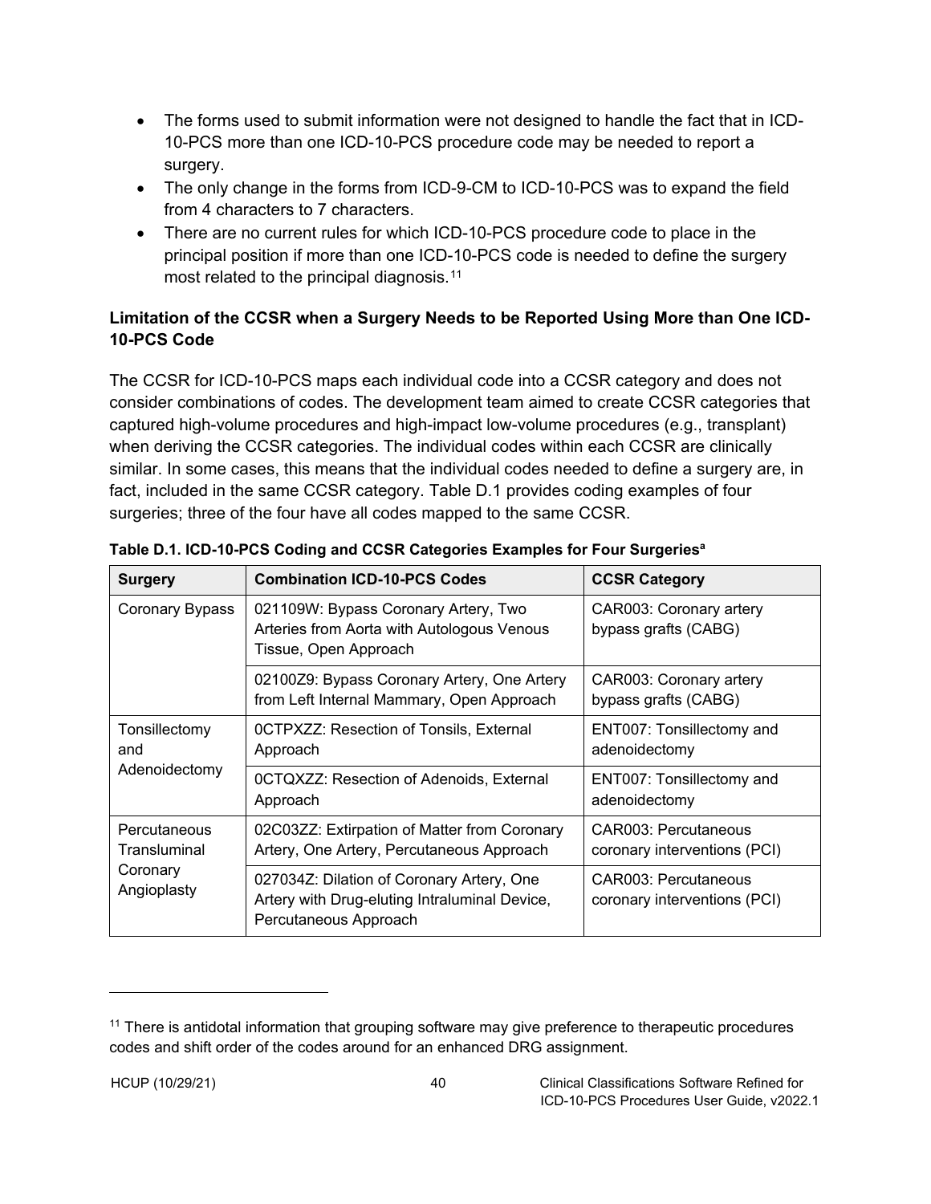- The forms used to submit information were not designed to handle the fact that in ICD-10-PCS more than one ICD-10-PCS procedure code may be needed to report a surgery.
- The only change in the forms from ICD-9-CM to ICD-10-PCS was to expand the field from 4 characters to 7 characters.
- There are no current rules for which ICD-10-PCS procedure code to place in the principal position if more than one ICD-10-PCS code is needed to define the surgery most related to the principal diagnosis.[11]

**Limitation of the CCSR when a Surgery Needs to be Reported Using More than One ICD-10-PCS Code**

The CCSR for ICD-10-PCS maps each individual code into a CCSR category and does not consider combinations of codes. The development team aimed to create CCSR categories that captured high-volume procedures and high-impact low-volume procedures (e.g., transplant) when deriving the CCSR categories. The individual codes within each CCSR are clinically similar. In some cases, this means that the individual codes needed to define a surgery are, in fact, included in the same CCSR category. Table D.1 provides coding examples of four surgeries; three of the four have all codes mapped to the same CCSR.

**Table D.1. ICD-10-PCS Coding and CCSR Categories Examples for Four Surgeries[a]**

| Surgery | Combination ICD-10-PCS Codes | CCSR Category |
|---|---|---|
| Coronary Bypass | 021109W: Bypass Coronary Artery, Two Arteries from Aorta with Autologous Venous Tissue, Open Approach | CAR003: Coronary artery bypass grafts (CABG) |
| | 02100Z9: Bypass Coronary Artery, One Artery from Left Internal Mammary, Open Approach | CAR003: Coronary artery bypass grafts (CABG) |
| Tonsillectomy and Adenoidectomy | 0CTPXZZ: Resection of Tonsils, External Approach | ENT007: Tonsillectomy and adenoidectomy |
| | 0CTQXZZ: Resection of Adenoids, External Approach | ENT007: Tonsillectomy and adenoidectomy |
| Percutaneous Transluminal Coronary Angioplasty | 02C03ZZ: Extirpation of Matter from Coronary Artery, One Artery, Percutaneous Approach | CAR003: Percutaneous coronary interventions (PCI) |
| | 027034Z: Dilation of Coronary Artery, One Artery with Drug-eluting Intraluminal Device, Percutaneous Approach | CAR003: Percutaneous coronary interventions (PCI) |

[11] There is antidotal information that grouping software may give preference to therapeutic procedures codes and shift order of the codes around for an enhanced DRG assignment.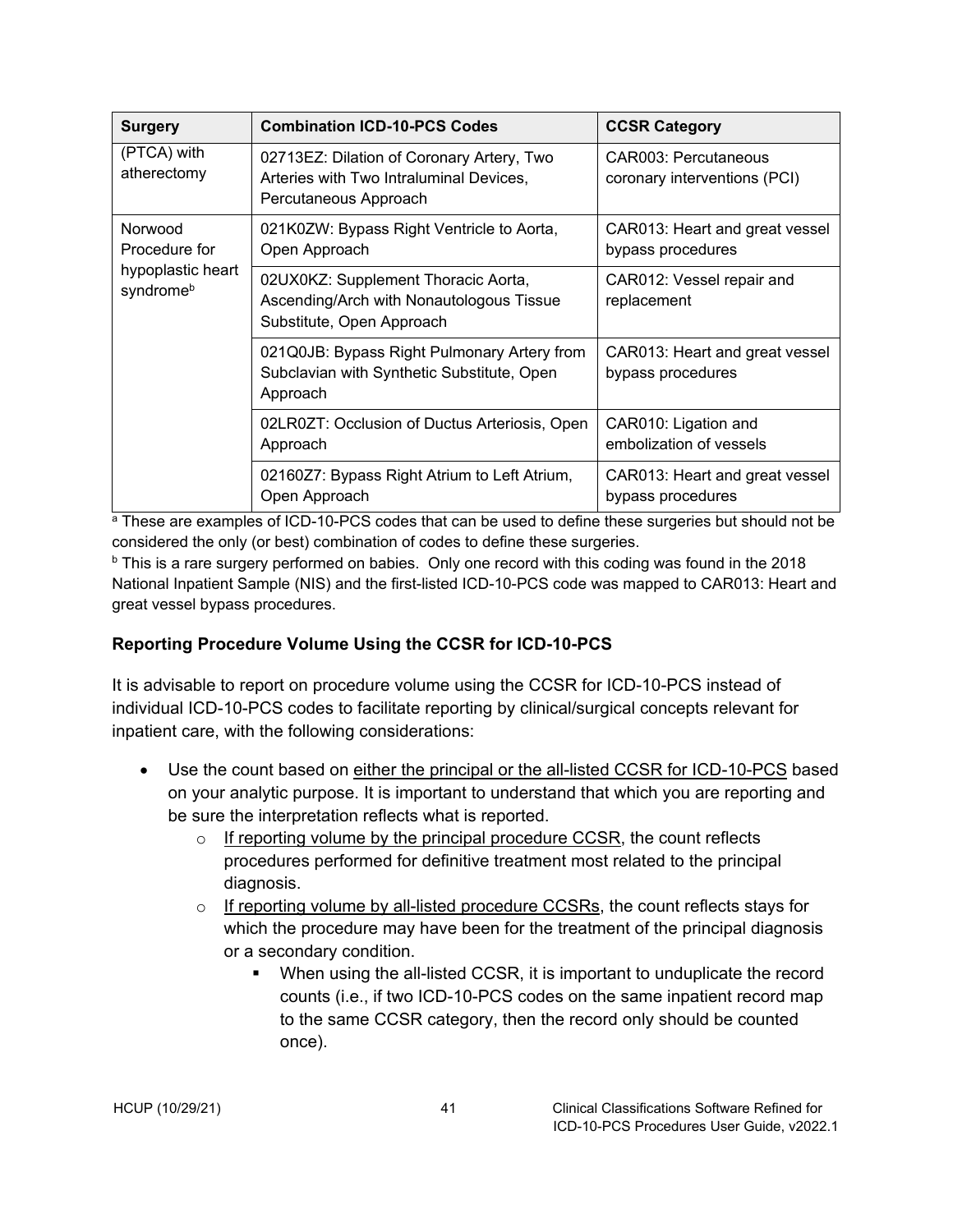| Surgery | Combination ICD-10-PCS Codes | CCSR Category |
|---|---|---|
| (PTCA) with atherectomy | 02713EZ: Dilation of Coronary Artery, Two Arteries with Two Intraluminal Devices, Percutaneous Approach | CAR003: Percutaneous coronary interventions (PCI) |
| Norwood Procedure for hypoplastic heart syndrome[b] | 021K0ZW: Bypass Right Ventricle to Aorta, Open Approach | CAR013: Heart and great vessel bypass procedures |
| | 02UX0KZ: Supplement Thoracic Aorta, Ascending/Arch with Nonautologous Tissue Substitute, Open Approach | CAR012: Vessel repair and replacement |
| | 021Q0JB: Bypass Right Pulmonary Artery from Subclavian with Synthetic Substitute, Open Approach | CAR013: Heart and great vessel bypass procedures |
| | 02LR0ZT: Occlusion of Ductus Arteriosis, Open Approach | CAR010: Ligation and embolization of vessels |
| | 02160Z7: Bypass Right Atrium to Left Atrium, Open Approach | CAR013: Heart and great vessel bypass procedures |

[a] These are examples of ICD-10-PCS codes that can be used to define these surgeries but should not be considered the only (or best) combination of codes to define these surgeries.

[b] This is a rare surgery performed on babies. Only one record with this coding was found in the 2018 National Inpatient Sample (NIS) and the first-listed ICD-10-PCS code was mapped to CAR013: Heart and great vessel bypass procedures.

### Reporting Procedure Volume Using the CCSR for ICD-10-PCS

It is advisable to report on procedure volume using the CCSR for ICD-10-PCS instead of individual ICD-10-PCS codes to facilitate reporting by clinical/surgical concepts relevant for inpatient care, with the following considerations:

- Use the count based on <u>either the principal or the all-listed CCSR for ICD-10-PCS</u> based on your analytic purpose. It is important to understand that which you are reporting and be sure the interpretation reflects what is reported.
  - <u>If reporting volume by the principal procedure CCSR</u>, the count reflects procedures performed for definitive treatment most related to the principal diagnosis.
  - <u>If reporting volume by all-listed procedure CCSRs</u>, the count reflects stays for which the procedure may have been for the treatment of the principal diagnosis or a secondary condition.
    - When using the all-listed CCSR, it is important to unduplicate the record counts (i.e., if two ICD-10-PCS codes on the same inpatient record map to the same CCSR category, then the record only should be counted once).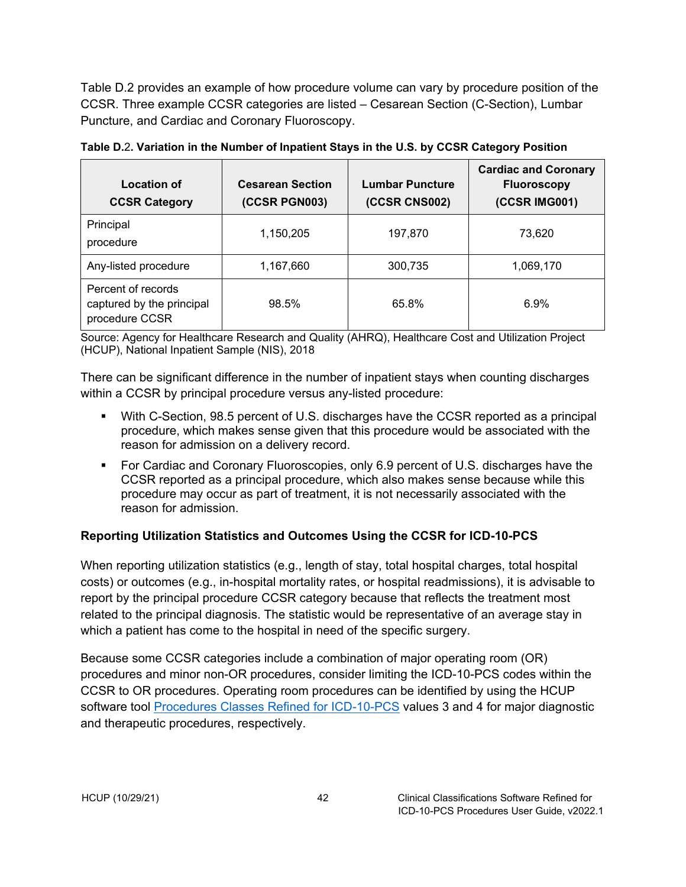Table D.2 provides an example of how procedure volume can vary by procedure position of the CCSR. Three example CCSR categories are listed – Cesarean Section (C-Section), Lumbar Puncture, and Cardiac and Coronary Fluoroscopy.

**Table D.2. Variation in the Number of Inpatient Stays in the U.S. by CCSR Category Position**

| Location of CCSR Category | Cesarean Section (CCSR PGN003) | Lumbar Puncture (CCSR CNS002) | Cardiac and Coronary Fluoroscopy (CCSR IMG001) |
|---|---|---|---|
| Principal procedure | 1,150,205 | 197,870 | 73,620 |
| Any-listed procedure | 1,167,660 | 300,735 | 1,069,170 |
| Percent of records captured by the principal procedure CCSR | 98.5% | 65.8% | 6.9% |

Source: Agency for Healthcare Research and Quality (AHRQ), Healthcare Cost and Utilization Project (HCUP), National Inpatient Sample (NIS), 2018

There can be significant difference in the number of inpatient stays when counting discharges within a CCSR by principal procedure versus any-listed procedure:

- With C-Section, 98.5 percent of U.S. discharges have the CCSR reported as a principal procedure, which makes sense given that this procedure would be associated with the reason for admission on a delivery record.
- For Cardiac and Coronary Fluoroscopies, only 6.9 percent of U.S. discharges have the CCSR reported as a principal procedure, which also makes sense because while this procedure may occur as part of treatment, it is not necessarily associated with the reason for admission.

### Reporting Utilization Statistics and Outcomes Using the CCSR for ICD-10-PCS

When reporting utilization statistics (e.g., length of stay, total hospital charges, total hospital costs) or outcomes (e.g., in-hospital mortality rates, or hospital readmissions), it is advisable to report by the principal procedure CCSR category because that reflects the treatment most related to the principal diagnosis. The statistic would be representative of an average stay in which a patient has come to the hospital in need of the specific surgery.

Because some CCSR categories include a combination of major operating room (OR) procedures and minor non-OR procedures, consider limiting the ICD-10-PCS codes within the CCSR to OR procedures. Operating room procedures can be identified by using the HCUP software tool Procedures Classes Refined for ICD-10-PCS values 3 and 4 for major diagnostic and therapeutic procedures, respectively.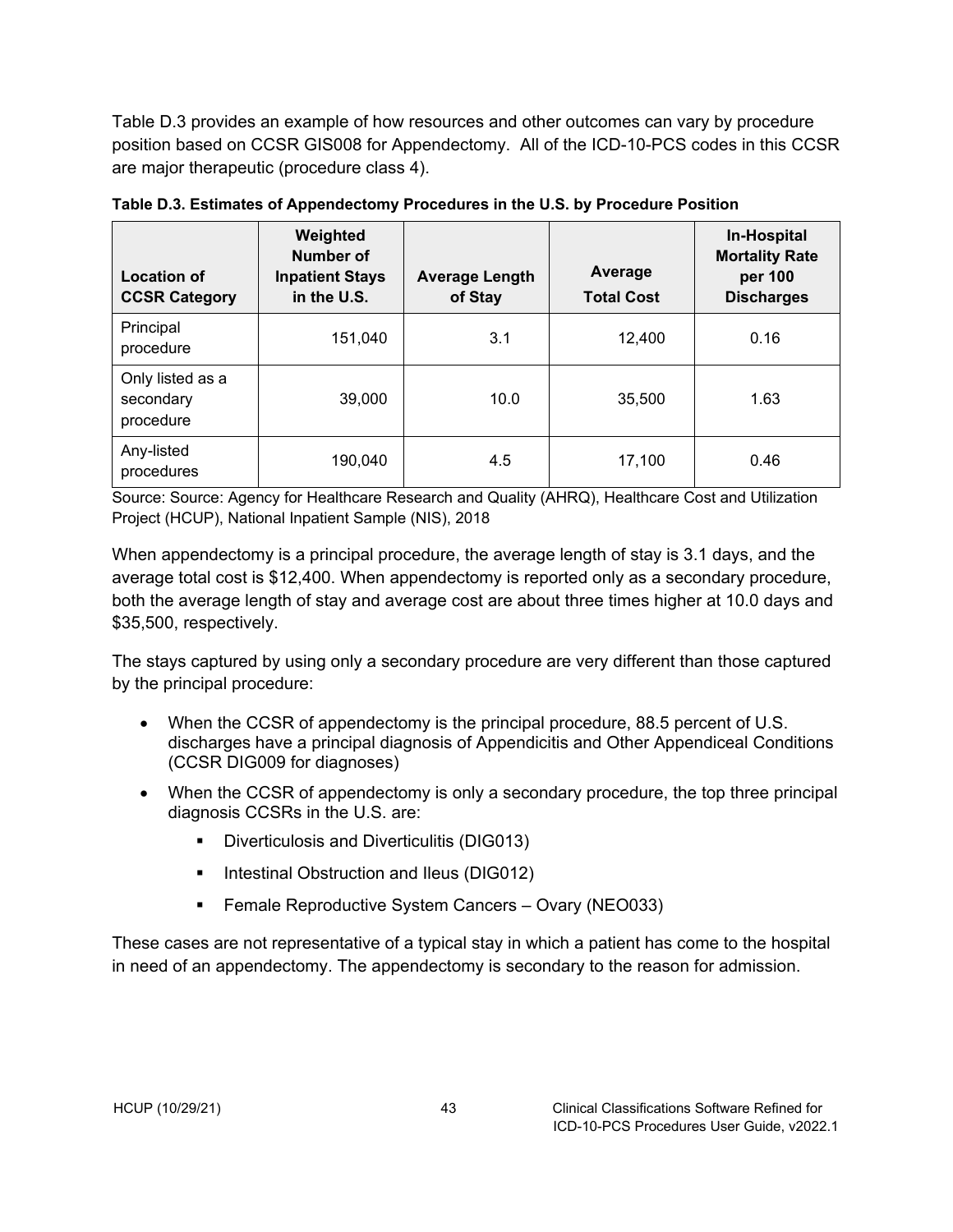Table D.3 provides an example of how resources and other outcomes can vary by procedure position based on CCSR GIS008 for Appendectomy. All of the ICD-10-PCS codes in this CCSR are major therapeutic (procedure class 4).

**Table D.3. Estimates of Appendectomy Procedures in the U.S. by Procedure Position**

| Location of CCSR Category | Weighted Number of Inpatient Stays in the U.S. | Average Length of Stay | Average Total Cost | In-Hospital Mortality Rate per 100 Discharges |
|---|---|---|---|---|
| Principal procedure | 151,040 | 3.1 | 12,400 | 0.16 |
| Only listed as a secondary procedure | 39,000 | 10.0 | 35,500 | 1.63 |
| Any-listed procedures | 190,040 | 4.5 | 17,100 | 0.46 |

Source: Source: Agency for Healthcare Research and Quality (AHRQ), Healthcare Cost and Utilization Project (HCUP), National Inpatient Sample (NIS), 2018

When appendectomy is a principal procedure, the average length of stay is 3.1 days, and the average total cost is $12,400. When appendectomy is reported only as a secondary procedure, both the average length of stay and average cost are about three times higher at 10.0 days and $35,500, respectively.

The stays captured by using only a secondary procedure are very different than those captured by the principal procedure:

- When the CCSR of appendectomy is the principal procedure, 88.5 percent of U.S. discharges have a principal diagnosis of Appendicitis and Other Appendiceal Conditions (CCSR DIG009 for diagnoses)
- When the CCSR of appendectomy is only a secondary procedure, the top three principal diagnosis CCSRs in the U.S. are:
  - Diverticulosis and Diverticulitis (DIG013)
  - Intestinal Obstruction and Ileus (DIG012)
  - Female Reproductive System Cancers – Ovary (NEO033)

These cases are not representative of a typical stay in which a patient has come to the hospital in need of an appendectomy. The appendectomy is secondary to the reason for admission.